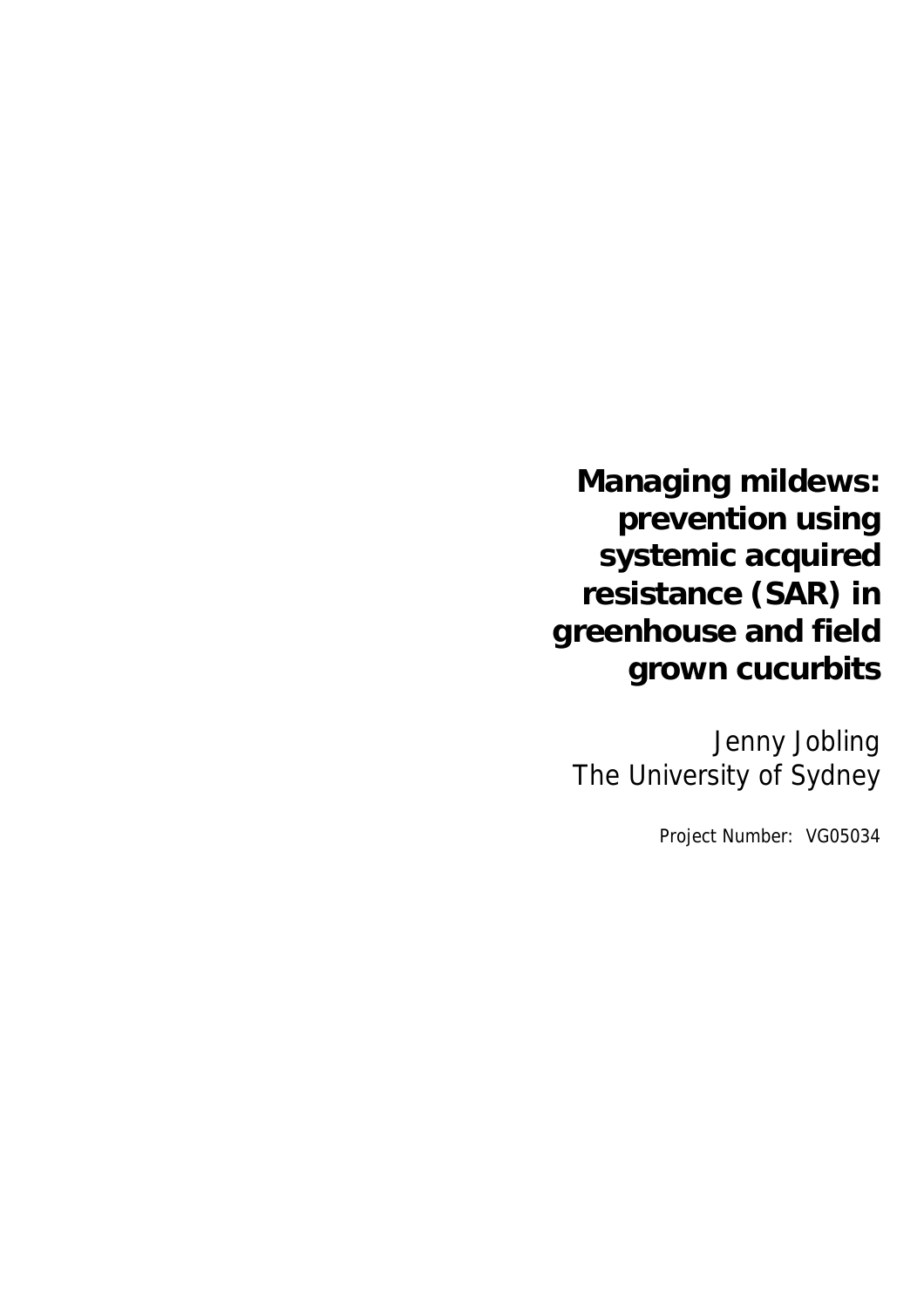# Managing mildews: prevention using systemic acquired resistance (SAR) in greenhouse and field grown cucurbits

Jenny Jobling
The University of Sydney

Project Number: VG05034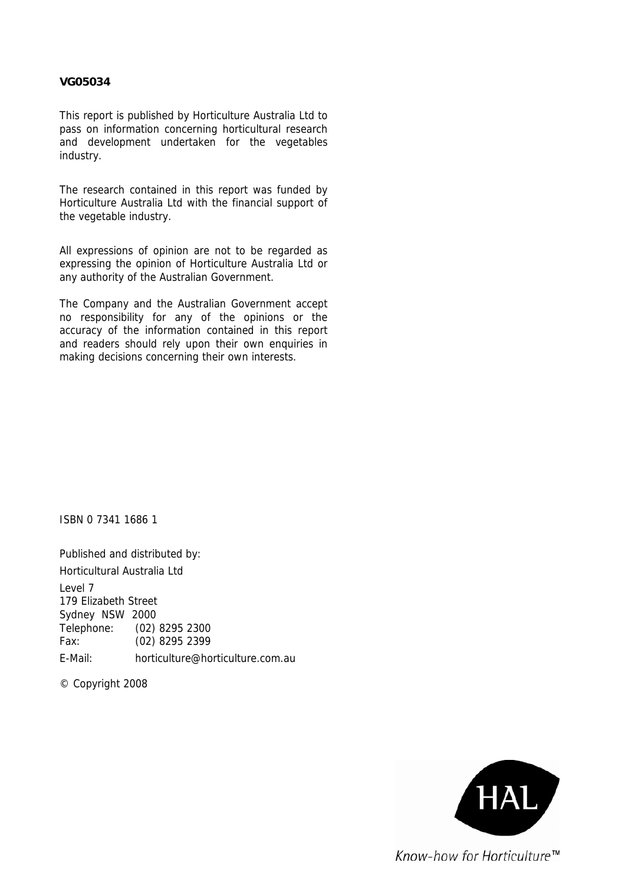**VG05034**

This report is published by Horticulture Australia Ltd to pass on information concerning horticultural research and development undertaken for the vegetables industry.

The research contained in this report was funded by Horticulture Australia Ltd with the financial support of the vegetable industry.

All expressions of opinion are not to be regarded as expressing the opinion of Horticulture Australia Ltd or any authority of the Australian Government.

The Company and the Australian Government accept no responsibility for any of the opinions or the accuracy of the information contained in this report and readers should rely upon their own enquiries in making decisions concerning their own interests.

ISBN 0 7341 1686 1

Published and distributed by:
Horticultural Australia Ltd

Level 7
179 Elizabeth Street
Sydney NSW 2000
Telephone: (02) 8295 2300
Fax: (02) 8295 2399
E-Mail: horticulture@horticulture.com.au

© Copyright 2008

HAL

*Know-how for Horticulture™*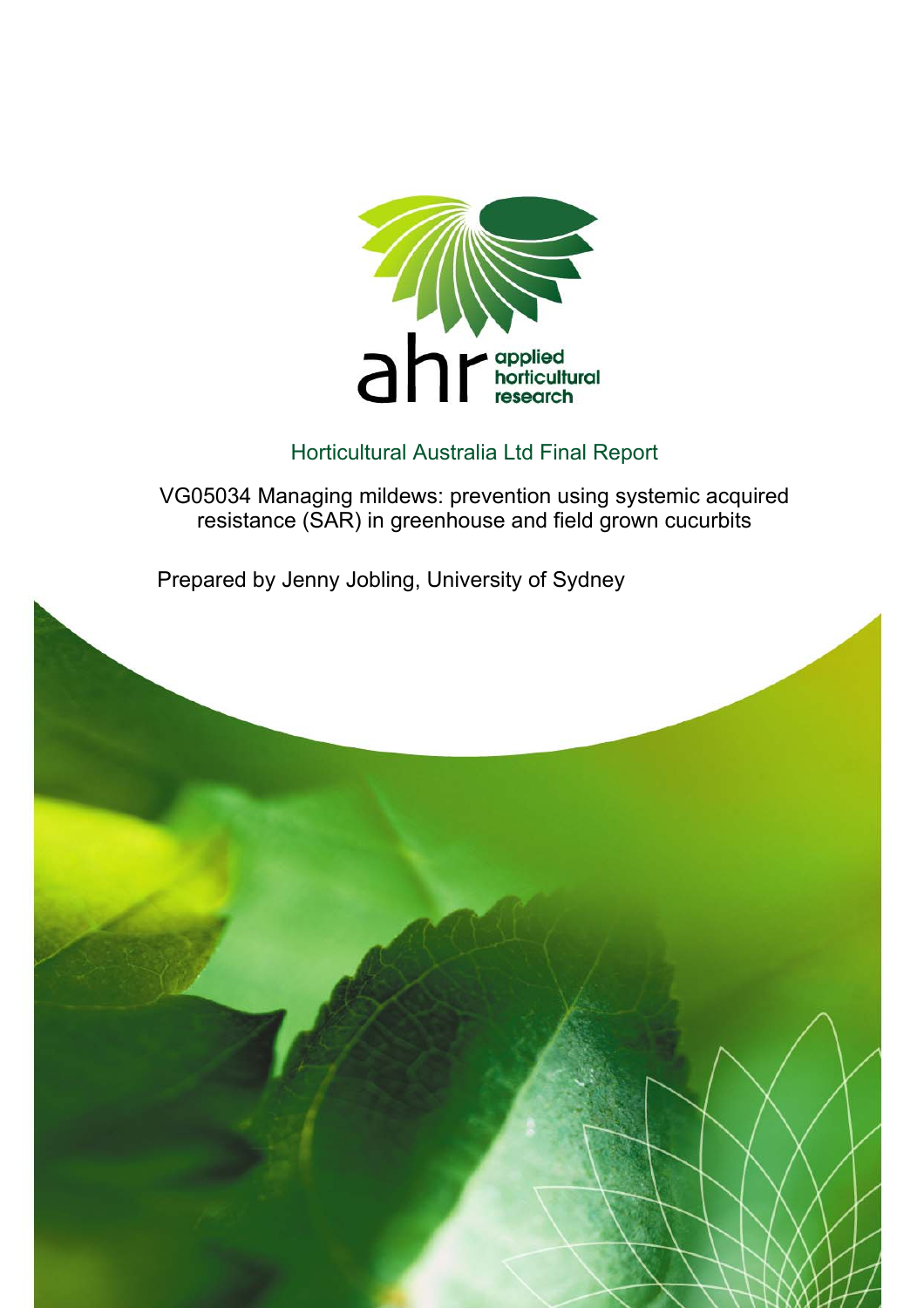Horticultural Australia Ltd Final Report

VG05034 Managing mildews: prevention using systemic acquired resistance (SAR) in greenhouse and field grown cucurbits

Prepared by Jenny Jobling, University of Sydney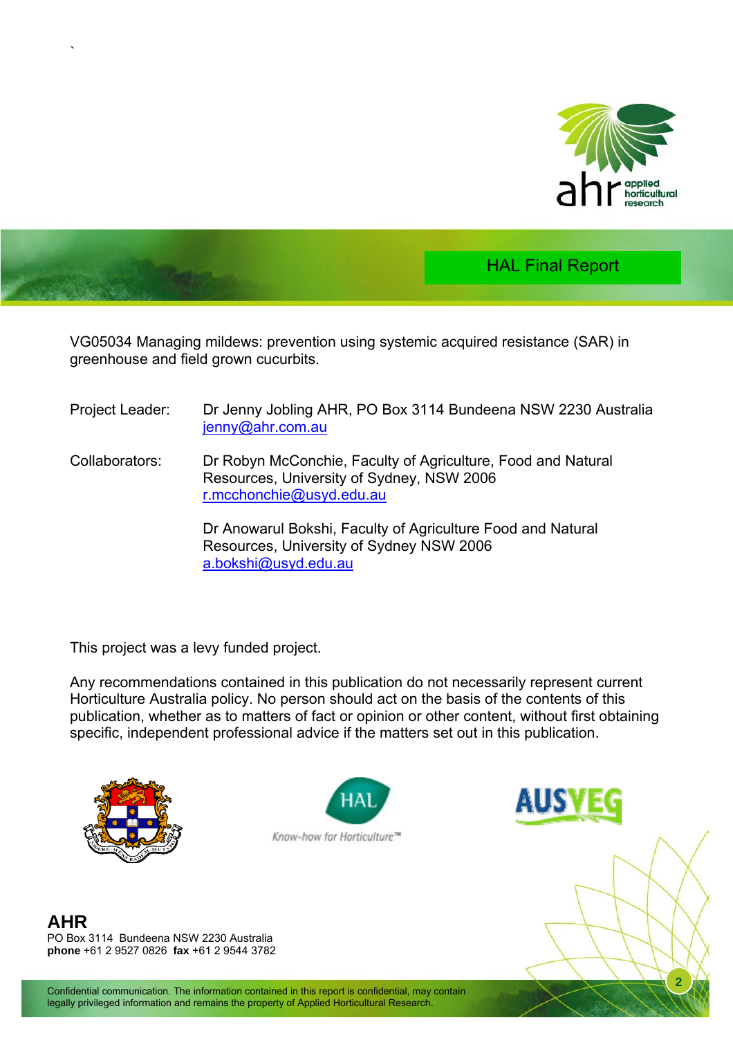HAL Final Report

VG05034 Managing mildews: prevention using systemic acquired resistance (SAR) in greenhouse and field grown cucurbits.

Project Leader: Dr Jenny Jobling AHR, PO Box 3114 Bundeena NSW 2230 Australia
jenny@ahr.com.au

Collaborators: Dr Robyn McConchie, Faculty of Agriculture, Food and Natural Resources, University of Sydney, NSW 2006
r.mcchonchie@usyd.edu.au

Dr Anowarul Bokshi, Faculty of Agriculture Food and Natural Resources, University of Sydney NSW 2006
a.bokshi@usyd.edu.au

This project was a levy funded project.

Any recommendations contained in this publication do not necessarily represent current Horticulture Australia policy. No person should act on the basis of the contents of this publication, whether as to matters of fact or opinion or other content, without first obtaining specific, independent professional advice if the matters set out in this publication.

**AHR**
PO Box 3114 Bundeena NSW 2230 Australia
**phone** +61 2 9527 0826 **fax** +61 2 9544 3782

Confidential communication. The information contained in this report is confidential, may contain legally privileged information and remains the property of Applied Horticultural Research.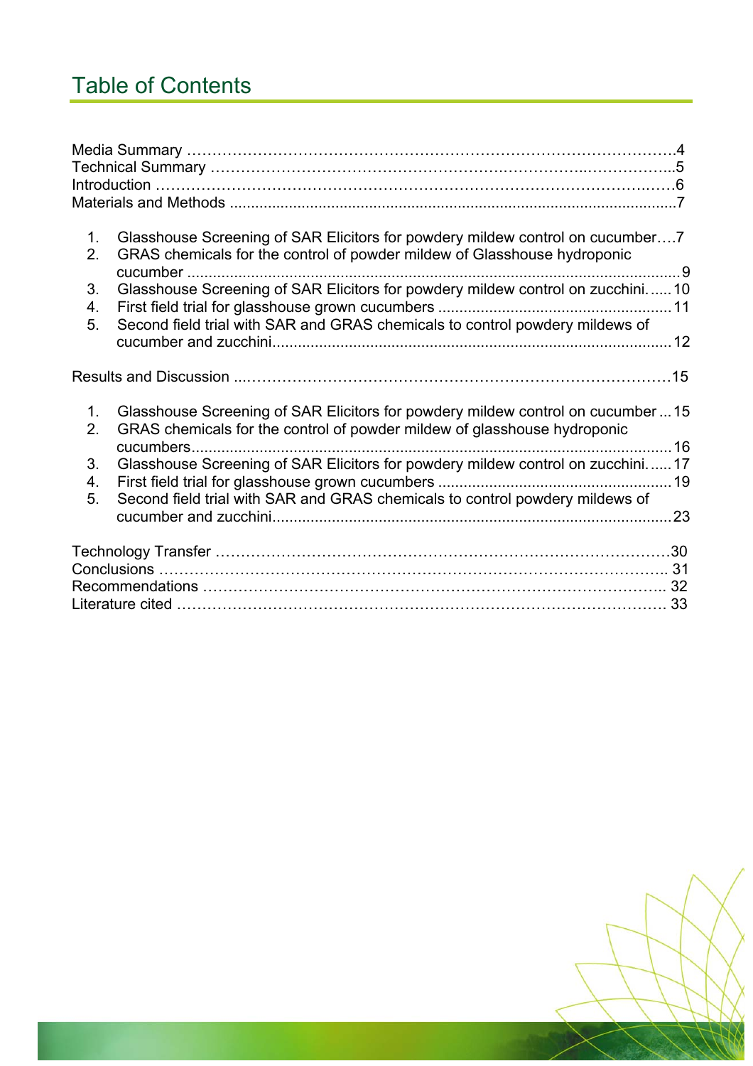# Table of Contents

Media Summary ....................................................................................................4
Technical Summary ...............................................................................................5
Introduction ........................................................................................................6
Materials and Methods ...........................................................................................7

1. Glasshouse Screening of SAR Elicitors for powdery mildew control on cucumber....7
2. GRAS chemicals for the control of powder mildew of Glasshouse hydroponic cucumber .........................................................................................................9
3. Glasshouse Screening of SAR Elicitors for powdery mildew control on zucchini......10
4. First field trial for glasshouse grown cucumbers ...............................................11
5. Second field trial with SAR and GRAS chemicals to control powdery mildews of cucumber and zucchini.......................................................................................12

Results and Discussion ..........................................................................................15

1. Glasshouse Screening of SAR Elicitors for powdery mildew control on cucumber...15
2. GRAS chemicals for the control of powder mildew of glasshouse hydroponic cucumbers.......................................................................................................16
3. Glasshouse Screening of SAR Elicitors for powdery mildew control on zucchini......17
4. First field trial for glasshouse grown cucumbers ...............................................19
5. Second field trial with SAR and GRAS chemicals to control powdery mildews of cucumber and zucchini.......................................................................................23

Technology Transfer ..............................................................................................30
Conclusions .........................................................................................................31
Recommendations ................................................................................................32
Literature cited ....................................................................................................33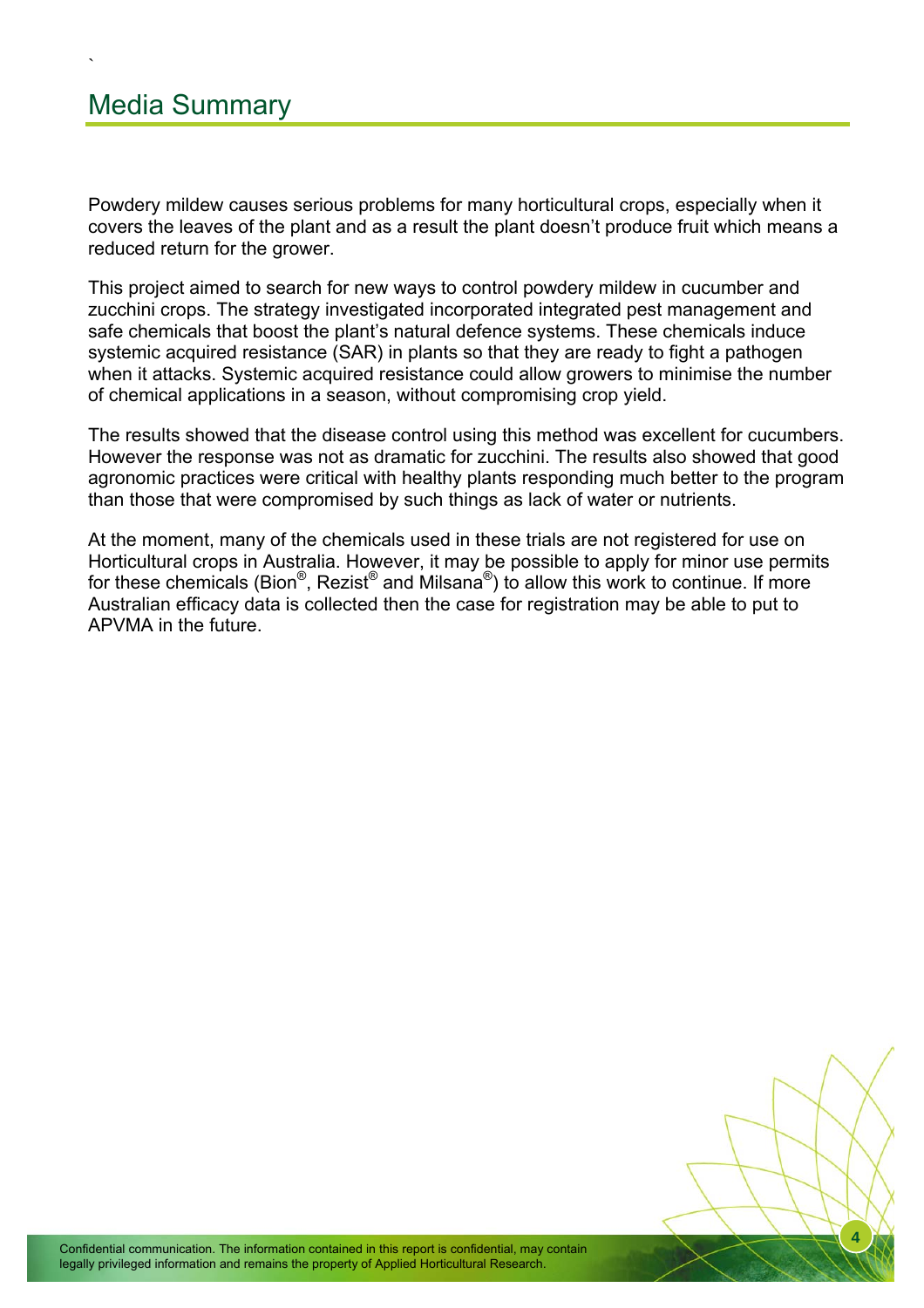# Media Summary

Powdery mildew causes serious problems for many horticultural crops, especially when it covers the leaves of the plant and as a result the plant doesn't produce fruit which means a reduced return for the grower.

This project aimed to search for new ways to control powdery mildew in cucumber and zucchini crops. The strategy investigated incorporated integrated pest management and safe chemicals that boost the plant's natural defence systems. These chemicals induce systemic acquired resistance (SAR) in plants so that they are ready to fight a pathogen when it attacks. Systemic acquired resistance could allow growers to minimise the number of chemical applications in a season, without compromising crop yield.

The results showed that the disease control using this method was excellent for cucumbers. However the response was not as dramatic for zucchini. The results also showed that good agronomic practices were critical with healthy plants responding much better to the program than those that were compromised by such things as lack of water or nutrients.

At the moment, many of the chemicals used in these trials are not registered for use on Horticultural crops in Australia. However, it may be possible to apply for minor use permits for these chemicals (Bion®, Rezist® and Milsana®) to allow this work to continue. If more Australian efficacy data is collected then the case for registration may be able to put to APVMA in the future.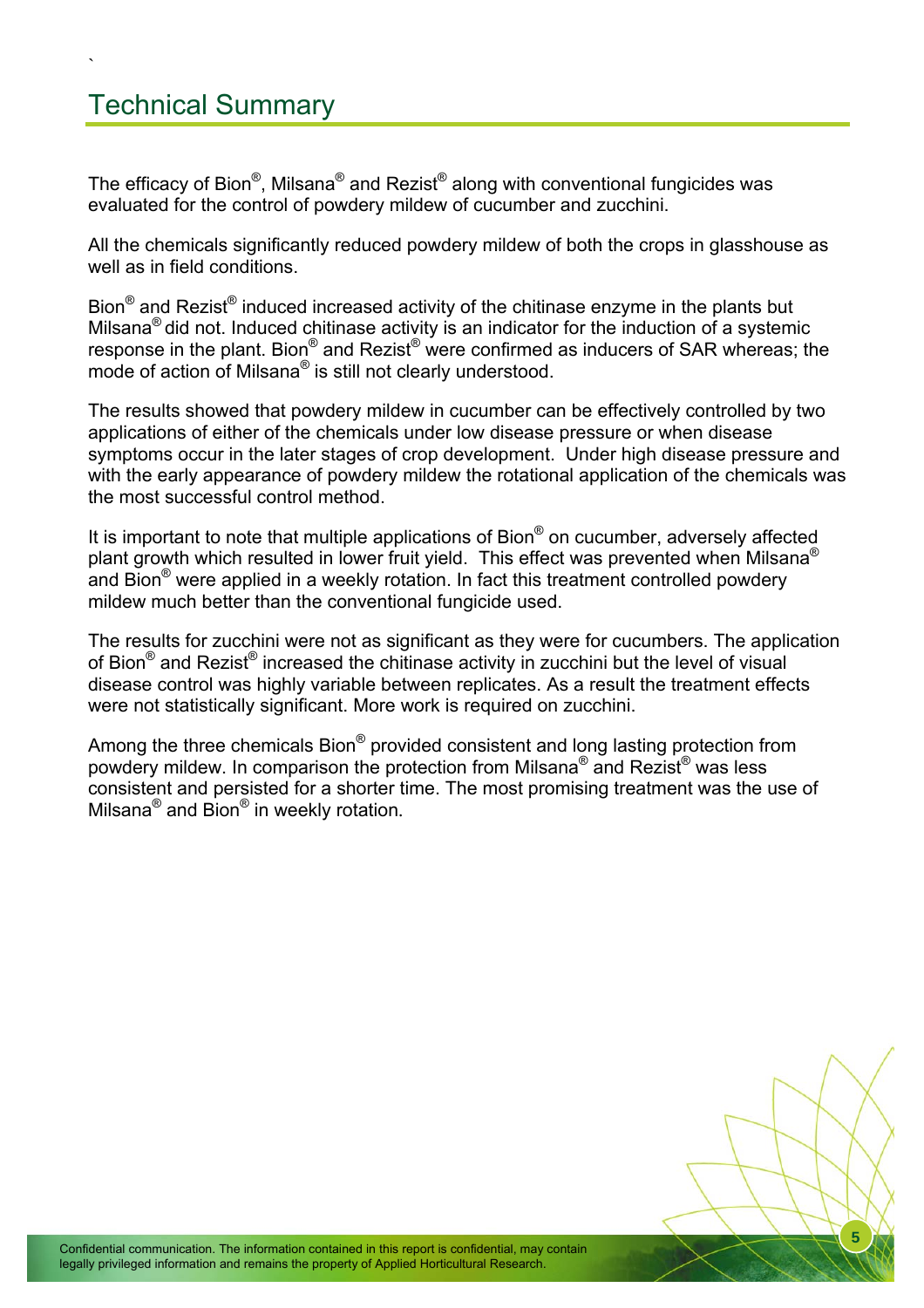# Technical Summary

The efficacy of Bion®, Milsana® and Rezist® along with conventional fungicides was evaluated for the control of powdery mildew of cucumber and zucchini.

All the chemicals significantly reduced powdery mildew of both the crops in glasshouse as well as in field conditions.

Bion® and Rezist® induced increased activity of the chitinase enzyme in the plants but Milsana® did not. Induced chitinase activity is an indicator for the induction of a systemic response in the plant. Bion® and Rezist® were confirmed as inducers of SAR whereas; the mode of action of Milsana® is still not clearly understood.

The results showed that powdery mildew in cucumber can be effectively controlled by two applications of either of the chemicals under low disease pressure or when disease symptoms occur in the later stages of crop development. Under high disease pressure and with the early appearance of powdery mildew the rotational application of the chemicals was the most successful control method.

It is important to note that multiple applications of Bion® on cucumber, adversely affected plant growth which resulted in lower fruit yield. This effect was prevented when Milsana® and Bion® were applied in a weekly rotation. In fact this treatment controlled powdery mildew much better than the conventional fungicide used.

The results for zucchini were not as significant as they were for cucumbers. The application of Bion® and Rezist® increased the chitinase activity in zucchini but the level of visual disease control was highly variable between replicates. As a result the treatment effects were not statistically significant. More work is required on zucchini.

Among the three chemicals Bion® provided consistent and long lasting protection from powdery mildew. In comparison the protection from Milsana® and Rezist® was less consistent and persisted for a shorter time. The most promising treatment was the use of Milsana® and Bion® in weekly rotation.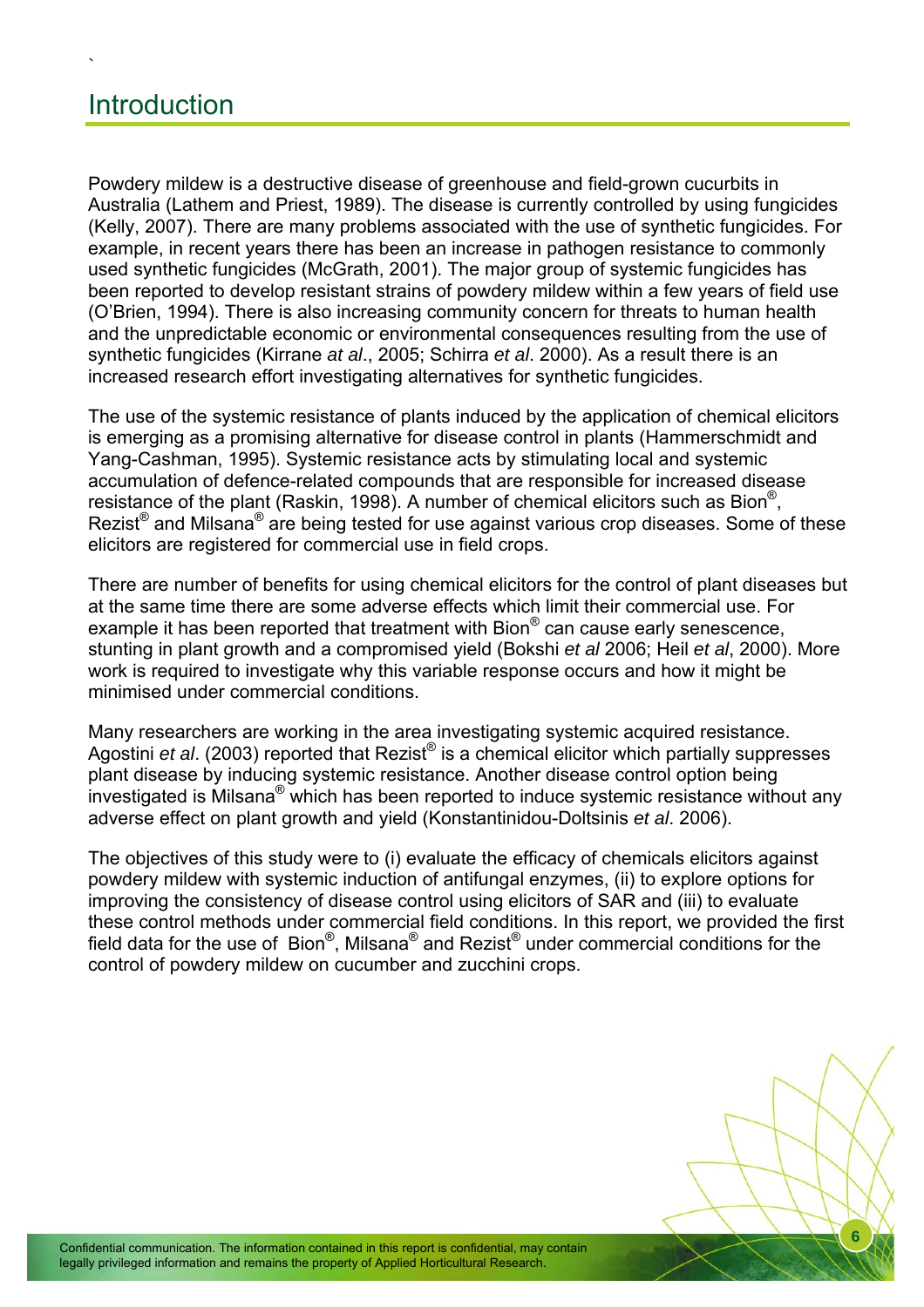# Introduction

Powdery mildew is a destructive disease of greenhouse and field-grown cucurbits in Australia (Lathem and Priest, 1989). The disease is currently controlled by using fungicides (Kelly, 2007). There are many problems associated with the use of synthetic fungicides. For example, in recent years there has been an increase in pathogen resistance to commonly used synthetic fungicides (McGrath, 2001). The major group of systemic fungicides has been reported to develop resistant strains of powdery mildew within a few years of field use (O'Brien, 1994). There is also increasing community concern for threats to human health and the unpredictable economic or environmental consequences resulting from the use of synthetic fungicides (Kirrane *at al*., 2005; Schirra *et al*. 2000). As a result there is an increased research effort investigating alternatives for synthetic fungicides.

The use of the systemic resistance of plants induced by the application of chemical elicitors is emerging as a promising alternative for disease control in plants (Hammerschmidt and Yang-Cashman, 1995). Systemic resistance acts by stimulating local and systemic accumulation of defence-related compounds that are responsible for increased disease resistance of the plant (Raskin, 1998). A number of chemical elicitors such as Bion®, Rezist® and Milsana® are being tested for use against various crop diseases. Some of these elicitors are registered for commercial use in field crops.

There are number of benefits for using chemical elicitors for the control of plant diseases but at the same time there are some adverse effects which limit their commercial use. For example it has been reported that treatment with Bion® can cause early senescence, stunting in plant growth and a compromised yield (Bokshi *et al* 2006; Heil *et al*, 2000). More work is required to investigate why this variable response occurs and how it might be minimised under commercial conditions.

Many researchers are working in the area investigating systemic acquired resistance. Agostini *et al*. (2003) reported that Rezist® is a chemical elicitor which partially suppresses plant disease by inducing systemic resistance. Another disease control option being investigated is Milsana® which has been reported to induce systemic resistance without any adverse effect on plant growth and yield (Konstantinidou-Doltsinis *et al*. 2006).

The objectives of this study were to (i) evaluate the efficacy of chemicals elicitors against powdery mildew with systemic induction of antifungal enzymes, (ii) to explore options for improving the consistency of disease control using elicitors of SAR and (iii) to evaluate these control methods under commercial field conditions. In this report, we provided the first field data for the use of Bion®, Milsana® and Rezist® under commercial conditions for the control of powdery mildew on cucumber and zucchini crops.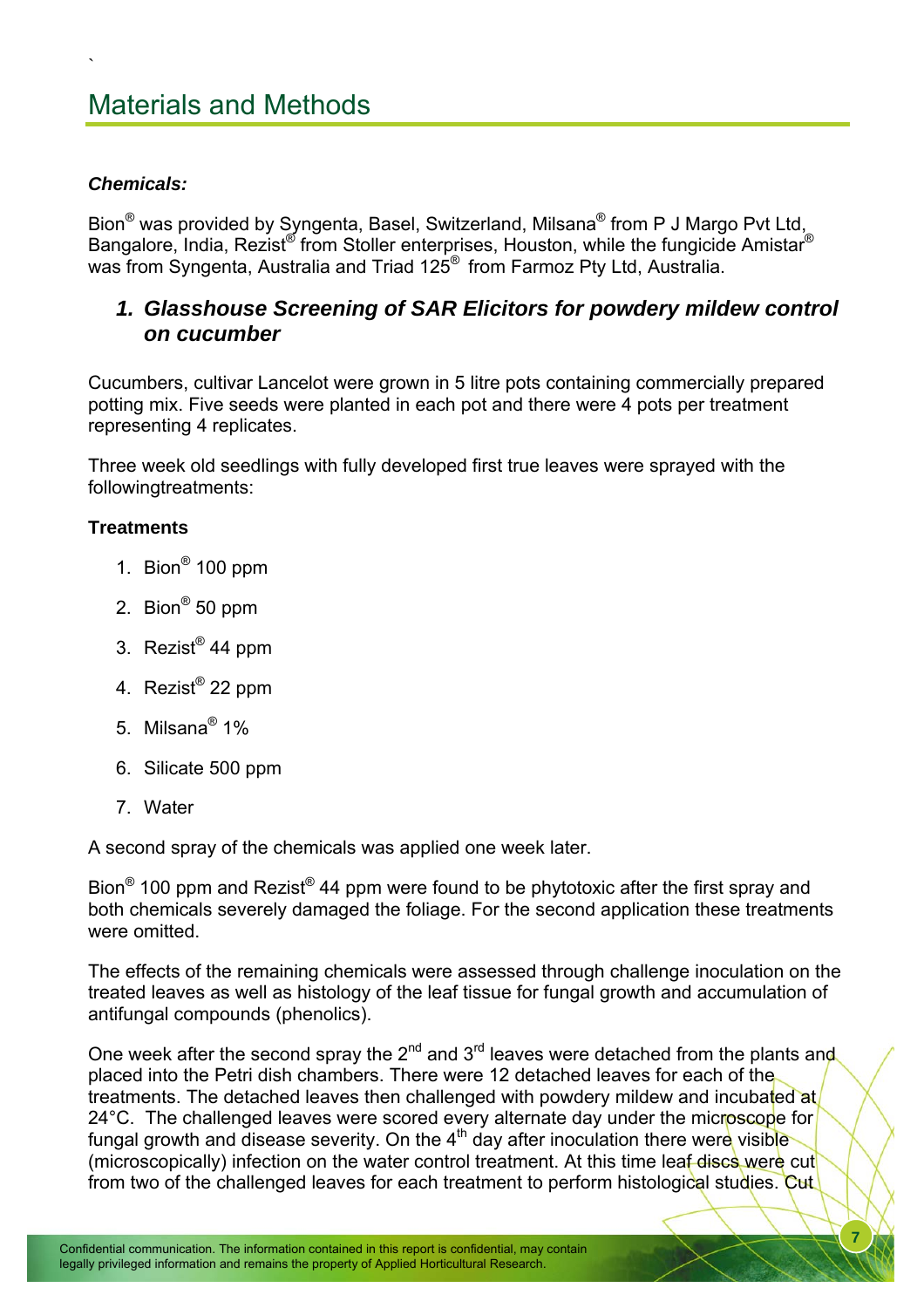# Materials and Methods

***Chemicals:***

Bion® was provided by Syngenta, Basel, Switzerland, Milsana® from P J Margo Pvt Ltd, Bangalore, India, Rezist® from Stoller enterprises, Houston, while the fungicide Amistar® was from Syngenta, Australia and Triad 125® from Farmoz Pty Ltd, Australia.

## *1. Glasshouse Screening of SAR Elicitors for powdery mildew control on cucumber*

Cucumbers, cultivar Lancelot were grown in 5 litre pots containing commercially prepared potting mix. Five seeds were planted in each pot and there were 4 pots per treatment representing 4 replicates.

Three week old seedlings with fully developed first true leaves were sprayed with the followingtreatments:

**Treatments**

1. Bion® 100 ppm
2. Bion® 50 ppm
3. Rezist® 44 ppm
4. Rezist® 22 ppm
5. Milsana® 1%
6. Silicate 500 ppm
7. Water

A second spray of the chemicals was applied one week later.

Bion® 100 ppm and Rezist® 44 ppm were found to be phytotoxic after the first spray and both chemicals severely damaged the foliage. For the second application these treatments were omitted.

The effects of the remaining chemicals were assessed through challenge inoculation on the treated leaves as well as histology of the leaf tissue for fungal growth and accumulation of antifungal compounds (phenolics).

One week after the second spray the 2nd and 3rd leaves were detached from the plants and placed into the Petri dish chambers. There were 12 detached leaves for each of the treatments. The detached leaves then challenged with powdery mildew and incubated at 24°C. The challenged leaves were scored every alternate day under the microscope for fungal growth and disease severity. On the 4th day after inoculation there were visible (microscopically) infection on the water control treatment. At this time leaf discs were cut from two of the challenged leaves for each treatment to perform histological studies. Cut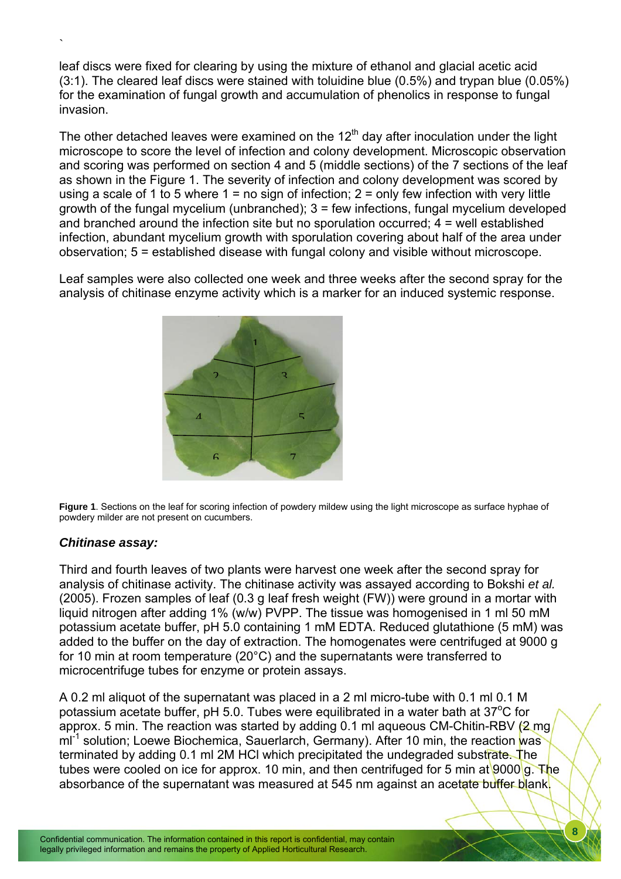leaf discs were fixed for clearing by using the mixture of ethanol and glacial acetic acid (3:1). The cleared leaf discs were stained with toluidine blue (0.5%) and trypan blue (0.05%) for the examination of fungal growth and accumulation of phenolics in response to fungal invasion.

The other detached leaves were examined on the 12$^{th}$ day after inoculation under the light microscope to score the level of infection and colony development. Microscopic observation and scoring was performed on section 4 and 5 (middle sections) of the 7 sections of the leaf as shown in the Figure 1. The severity of infection and colony development was scored by using a scale of 1 to 5 where 1 = no sign of infection; 2 = only few infection with very little growth of the fungal mycelium (unbranched); 3 = few infections, fungal mycelium developed and branched around the infection site but no sporulation occurred; 4 = well established infection, abundant mycelium growth with sporulation covering about half of the area under observation; 5 = established disease with fungal colony and visible without microscope.

Leaf samples were also collected one week and three weeks after the second spray for the analysis of chitinase enzyme activity which is a marker for an induced systemic response.

**Figure 1**. Sections on the leaf for scoring infection of powdery mildew using the light microscope as surface hyphae of powdery milder are not present on cucumbers.

### *Chitinase assay:*

Third and fourth leaves of two plants were harvest one week after the second spray for analysis of chitinase activity. The chitinase activity was assayed according to Bokshi *et al.* (2005). Frozen samples of leaf (0.3 g leaf fresh weight (FW)) were ground in a mortar with liquid nitrogen after adding 1% (w/w) PVPP. The tissue was homogenised in 1 ml 50 mM potassium acetate buffer, pH 5.0 containing 1 mM EDTA. Reduced glutathione (5 mM) was added to the buffer on the day of extraction. The homogenates were centrifuged at 9000 g for 10 min at room temperature (20°C) and the supernatants were transferred to microcentrifuge tubes for enzyme or protein assays.

A 0.2 ml aliquot of the supernatant was placed in a 2 ml micro-tube with 0.1 ml 0.1 M potassium acetate buffer, pH 5.0. Tubes were equilibrated in a water bath at 37$^{o}$C for approx. 5 min. The reaction was started by adding 0.1 ml aqueous CM-Chitin-RBV (2 mg ml$^{-1}$ solution; Loewe Biochemica, Sauerlarch, Germany). After 10 min, the reaction was terminated by adding 0.1 ml 2M HCl which precipitated the undegraded substrate. The tubes were cooled on ice for approx. 10 min, and then centrifuged for 5 min at 9000 g. The absorbance of the supernatant was measured at 545 nm against an acetate buffer blank.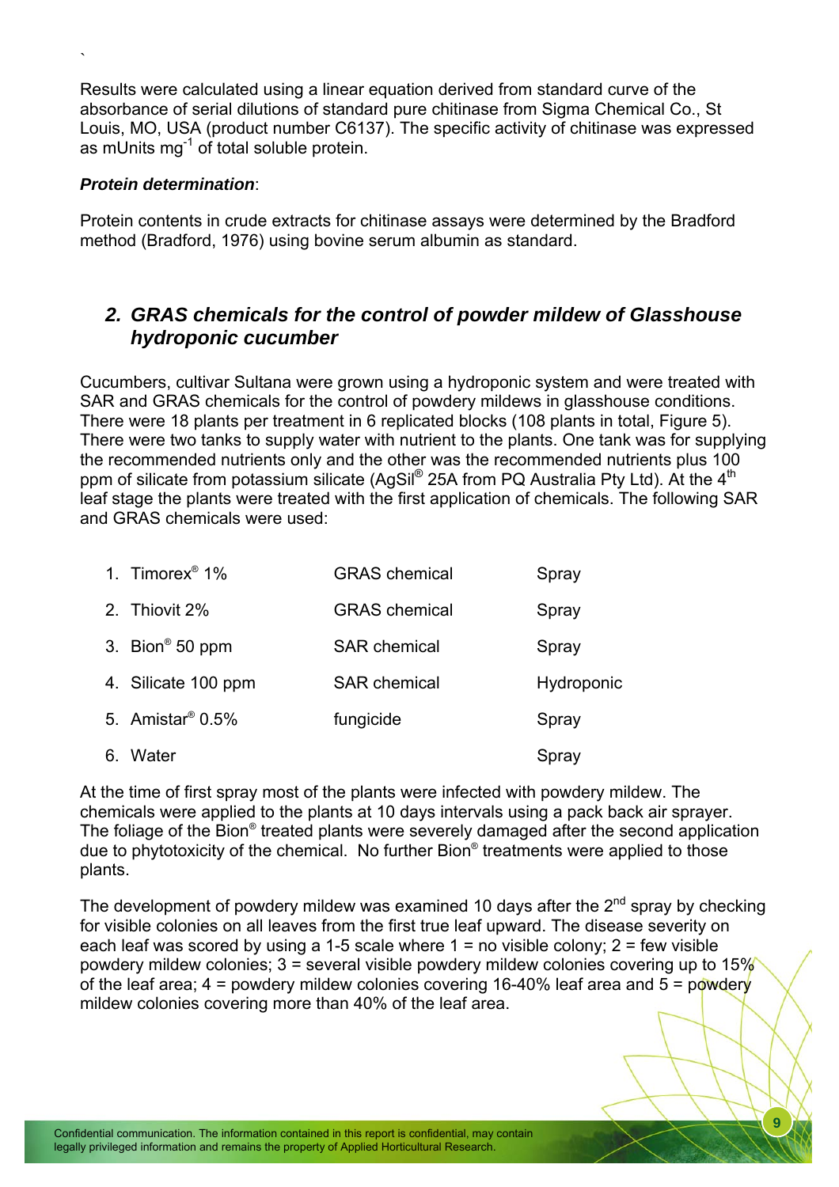Results were calculated using a linear equation derived from standard curve of the absorbance of serial dilutions of standard pure chitinase from Sigma Chemical Co., St Louis, MO, USA (product number C6137). The specific activity of chitinase was expressed as mUnits $mg^{-1}$ of total soluble protein.

***Protein determination***:

Protein contents in crude extracts for chitinase assays were determined by the Bradford method (Bradford, 1976) using bovine serum albumin as standard.

## *2. GRAS chemicals for the control of powder mildew of Glasshouse hydroponic cucumber*

Cucumbers, cultivar Sultana were grown using a hydroponic system and were treated with SAR and GRAS chemicals for the control of powdery mildews in glasshouse conditions. There were 18 plants per treatment in 6 replicated blocks (108 plants in total, Figure 5). There were two tanks to supply water with nutrient to the plants. One tank was for supplying the recommended nutrients only and the other was the recommended nutrients plus 100 ppm of silicate from potassium silicate (AgSil® 25A from PQ Australia Pty Ltd). At the 4th leaf stage the plants were treated with the first application of chemicals. The following SAR and GRAS chemicals were used:

| | | |
|---|---|---|
| 1. Timorex® 1% | GRAS chemical | Spray |
| 2. Thiovit 2% | GRAS chemical | Spray |
| 3. Bion® 50 ppm | SAR chemical | Spray |
| 4. Silicate 100 ppm | SAR chemical | Hydroponic |
| 5. Amistar® 0.5% | fungicide | Spray |
| 6. Water | | Spray |

At the time of first spray most of the plants were infected with powdery mildew. The chemicals were applied to the plants at 10 days intervals using a pack back air sprayer. The foliage of the Bion® treated plants were severely damaged after the second application due to phytotoxicity of the chemical. No further Bion® treatments were applied to those plants.

The development of powdery mildew was examined 10 days after the 2nd spray by checking for visible colonies on all leaves from the first true leaf upward. The disease severity on each leaf was scored by using a 1-5 scale where 1 = no visible colony; 2 = few visible powdery mildew colonies; 3 = several visible powdery mildew colonies covering up to 15% of the leaf area; 4 = powdery mildew colonies covering 16-40% leaf area and 5 = powdery mildew colonies covering more than 40% of the leaf area.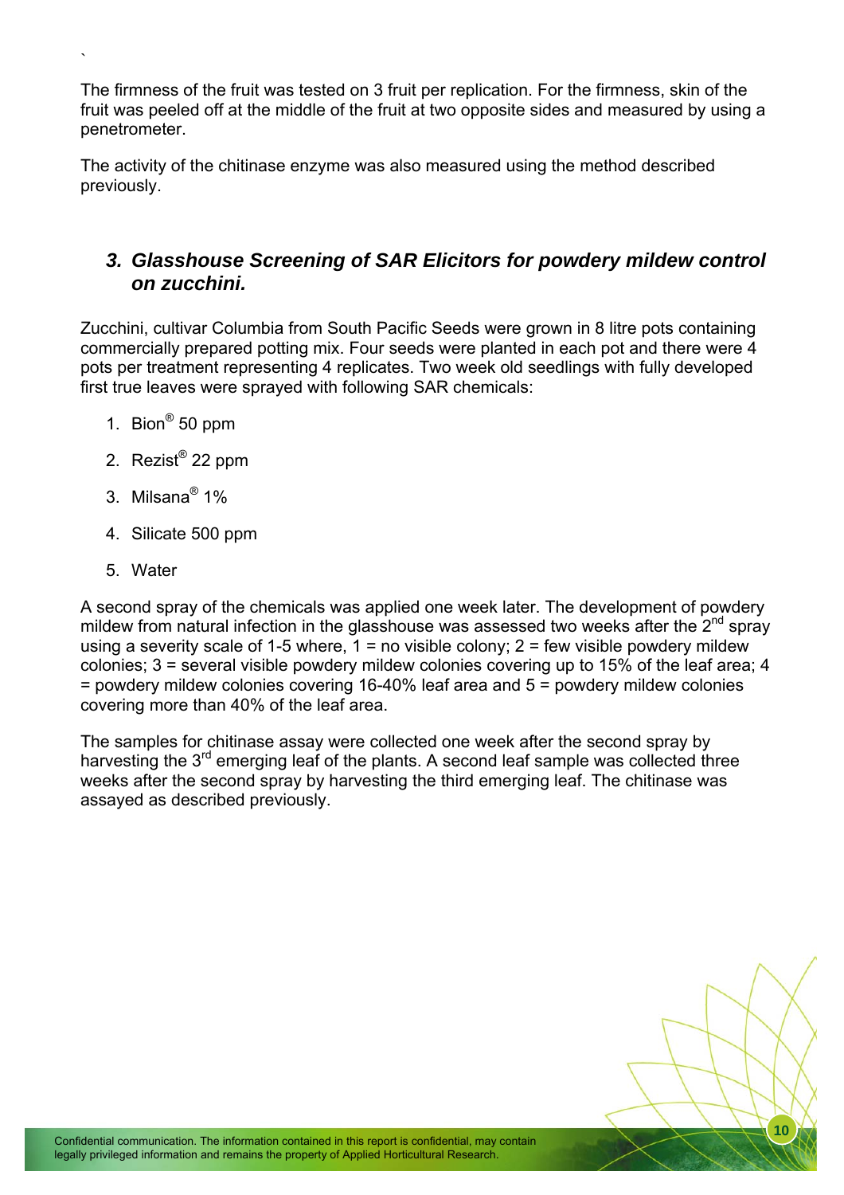The firmness of the fruit was tested on 3 fruit per replication. For the firmness, skin of the fruit was peeled off at the middle of the fruit at two opposite sides and measured by using a penetrometer.

The activity of the chitinase enzyme was also measured using the method described previously.

## *3. Glasshouse Screening of SAR Elicitors for powdery mildew control on zucchini.*

Zucchini, cultivar Columbia from South Pacific Seeds were grown in 8 litre pots containing commercially prepared potting mix. Four seeds were planted in each pot and there were 4 pots per treatment representing 4 replicates. Two week old seedlings with fully developed first true leaves were sprayed with following SAR chemicals:

1. Bion® 50 ppm
2. Rezist® 22 ppm
3. Milsana® 1%
4. Silicate 500 ppm
5. Water

A second spray of the chemicals was applied one week later. The development of powdery mildew from natural infection in the glasshouse was assessed two weeks after the 2nd spray using a severity scale of 1-5 where, 1 = no visible colony; 2 = few visible powdery mildew colonies; 3 = several visible powdery mildew colonies covering up to 15% of the leaf area; 4 = powdery mildew colonies covering 16-40% leaf area and 5 = powdery mildew colonies covering more than 40% of the leaf area.

The samples for chitinase assay were collected one week after the second spray by harvesting the 3rd emerging leaf of the plants. A second leaf sample was collected three weeks after the second spray by harvesting the third emerging leaf. The chitinase was assayed as described previously.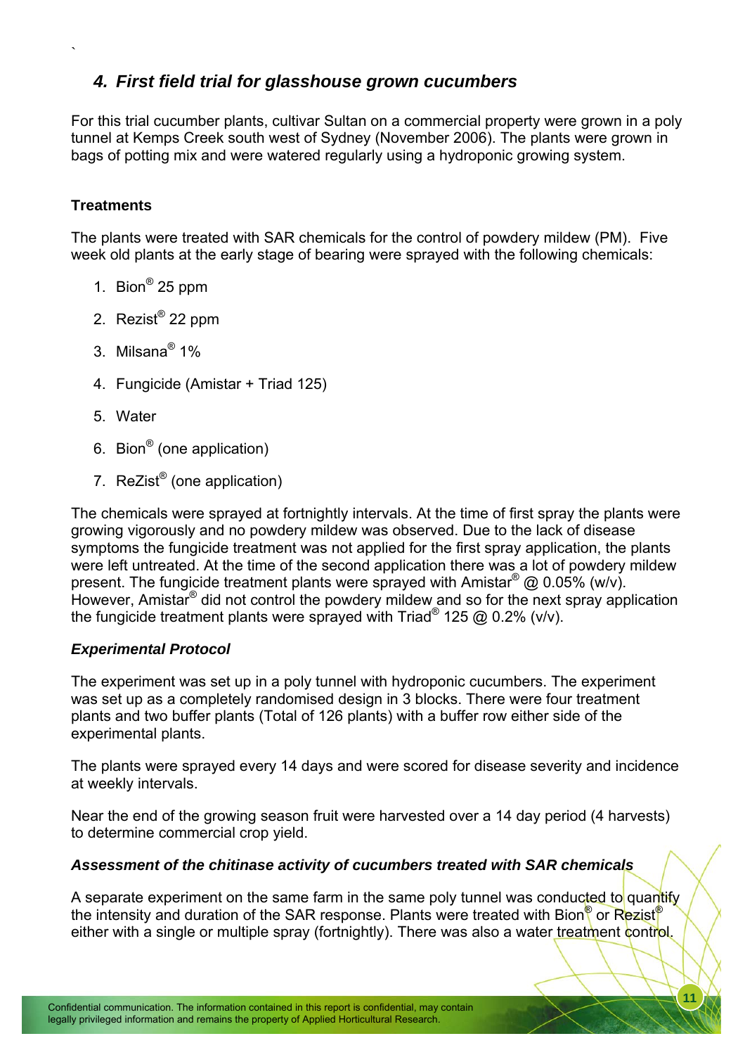## 4. *First field trial for glasshouse grown cucumbers*

For this trial cucumber plants, cultivar Sultan on a commercial property were grown in a poly tunnel at Kemps Creek south west of Sydney (November 2006). The plants were grown in bags of potting mix and were watered regularly using a hydroponic growing system.

### Treatments

The plants were treated with SAR chemicals for the control of powdery mildew (PM). Five week old plants at the early stage of bearing were sprayed with the following chemicals:

1. Bion® 25 ppm
2. Rezist® 22 ppm
3. Milsana® 1%
4. Fungicide (Amistar + Triad 125)
5. Water
6. Bion® (one application)
7. ReZist® (one application)

The chemicals were sprayed at fortnightly intervals. At the time of first spray the plants were growing vigorously and no powdery mildew was observed. Due to the lack of disease symptoms the fungicide treatment was not applied for the first spray application, the plants were left untreated. At the time of the second application there was a lot of powdery mildew present. The fungicide treatment plants were sprayed with Amistar® @ 0.05% (w/v). However, Amistar® did not control the powdery mildew and so for the next spray application the fungicide treatment plants were sprayed with Triad® 125 @ 0.2% (v/v).

### *Experimental Protocol*

The experiment was set up in a poly tunnel with hydroponic cucumbers. The experiment was set up as a completely randomised design in 3 blocks. There were four treatment plants and two buffer plants (Total of 126 plants) with a buffer row either side of the experimental plants.

The plants were sprayed every 14 days and were scored for disease severity and incidence at weekly intervals.

Near the end of the growing season fruit were harvested over a 14 day period (4 harvests) to determine commercial crop yield.

### *Assessment of the chitinase activity of cucumbers treated with SAR chemicals*

A separate experiment on the same farm in the same poly tunnel was conducted to quantify the intensity and duration of the SAR response. Plants were treated with Bion® or Rezist® either with a single or multiple spray (fortnightly). There was also a water treatment control.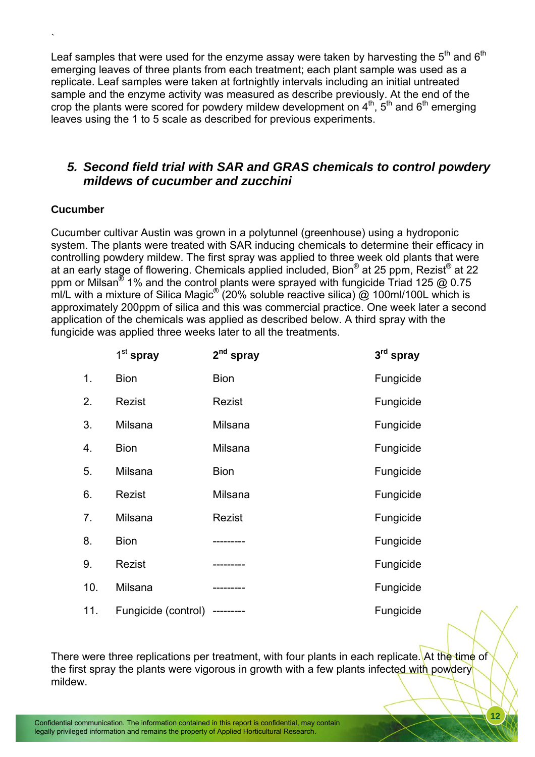`

Leaf samples that were used for the enzyme assay were taken by harvesting the 5th and 6th emerging leaves of three plants from each treatment; each plant sample was used as a replicate. Leaf samples were taken at fortnightly intervals including an initial untreated sample and the enzyme activity was measured as describe previously. At the end of the crop the plants were scored for powdery mildew development on 4th, 5th and 6th emerging leaves using the 1 to 5 scale as described for previous experiments.

## *5. Second field trial with SAR and GRAS chemicals to control powdery mildews of cucumber and zucchini*

**Cucumber**

Cucumber cultivar Austin was grown in a polytunnel (greenhouse) using a hydroponic system. The plants were treated with SAR inducing chemicals to determine their efficacy in controlling powdery mildew. The first spray was applied to three week old plants that were at an early stage of flowering. Chemicals applied included, Bion® at 25 ppm, Rezist® at 22 ppm or Milsan® 1% and the control plants were sprayed with fungicide Triad 125 @ 0.75 ml/L with a mixture of Silica Magic® (20% soluble reactive silica) @ 100ml/100L which is approximately 200ppm of silica and this was commercial practice. One week later a second application of the chemicals was applied as described below. A third spray with the fungicide was applied three weeks later to all the treatments.

| | 1st spray | 2nd spray | 3rd spray |
|---|---|---|---|
| 1. | Bion | Bion | Fungicide |
| 2. | Rezist | Rezist | Fungicide |
| 3. | Milsana | Milsana | Fungicide |
| 4. | Bion | Milsana | Fungicide |
| 5. | Milsana | Bion | Fungicide |
| 6. | Rezist | Milsana | Fungicide |
| 7. | Milsana | Rezist | Fungicide |
| 8. | Bion | --------- | Fungicide |
| 9. | Rezist | --------- | Fungicide |
| 10. | Milsana | --------- | Fungicide |
| 11. | Fungicide (control) | --------- | Fungicide |

There were three replications per treatment, with four plants in each replicate. At the time of the first spray the plants were vigorous in growth with a few plants infected with powdery mildew.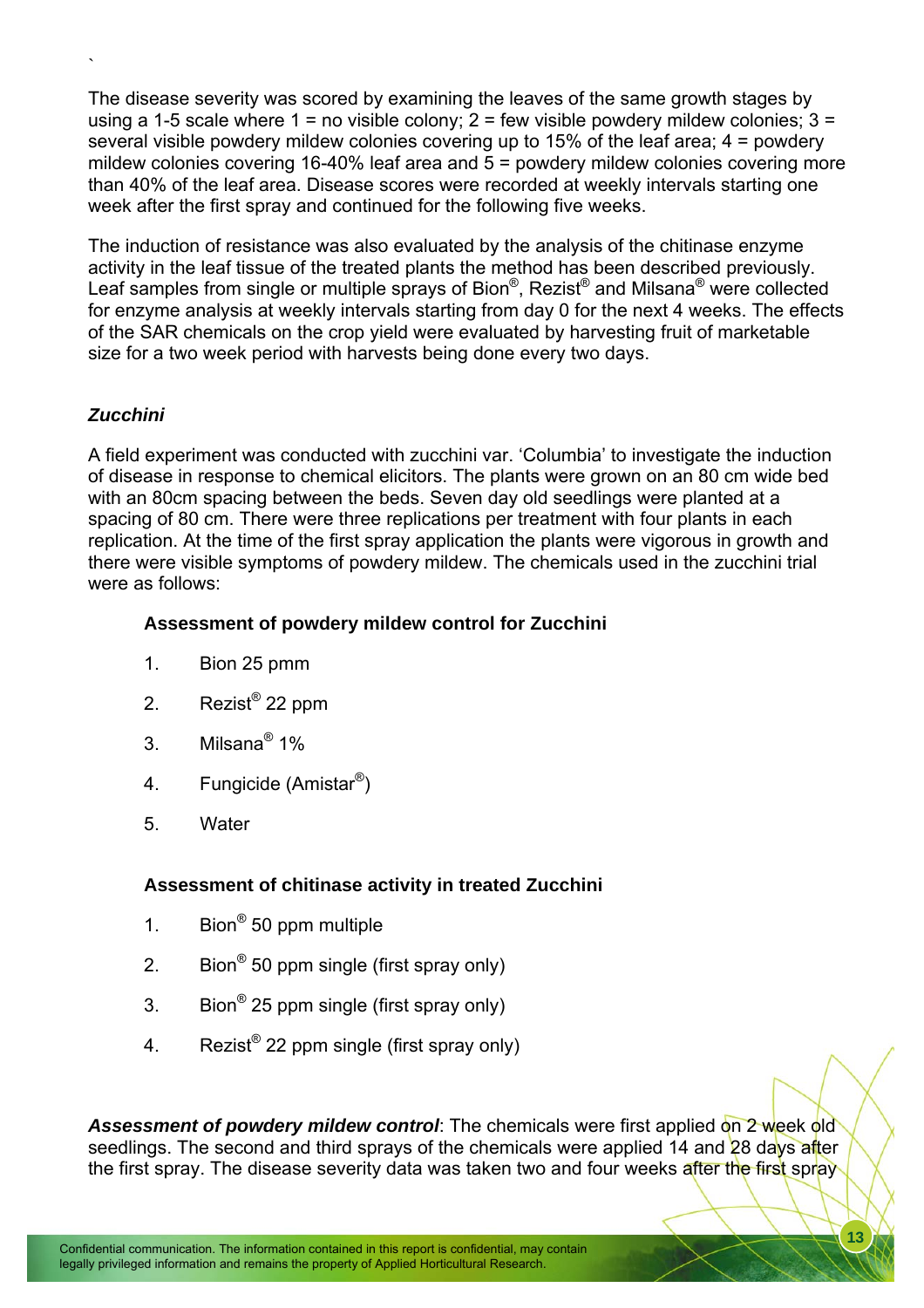The disease severity was scored by examining the leaves of the same growth stages by using a 1-5 scale where 1 = no visible colony; 2 = few visible powdery mildew colonies; 3 = several visible powdery mildew colonies covering up to 15% of the leaf area; 4 = powdery mildew colonies covering 16-40% leaf area and 5 = powdery mildew colonies covering more than 40% of the leaf area. Disease scores were recorded at weekly intervals starting one week after the first spray and continued for the following five weeks.

The induction of resistance was also evaluated by the analysis of the chitinase enzyme activity in the leaf tissue of the treated plants the method has been described previously. Leaf samples from single or multiple sprays of Bion®, Rezist® and Milsana® were collected for enzyme analysis at weekly intervals starting from day 0 for the next 4 weeks. The effects of the SAR chemicals on the crop yield were evaluated by harvesting fruit of marketable size for a two week period with harvests being done every two days.

### *Zucchini*

A field experiment was conducted with zucchini var. 'Columbia' to investigate the induction of disease in response to chemical elicitors. The plants were grown on an 80 cm wide bed with an 80cm spacing between the beds. Seven day old seedlings were planted at a spacing of 80 cm. There were three replications per treatment with four plants in each replication. At the time of the first spray application the plants were vigorous in growth and there were visible symptoms of powdery mildew. The chemicals used in the zucchini trial were as follows:

**Assessment of powdery mildew control for Zucchini**

1. Bion 25 pmm
2. Rezist® 22 ppm
3. Milsana® 1%
4. Fungicide (Amistar®)
5. Water

**Assessment of chitinase activity in treated Zucchini**

1. Bion® 50 ppm multiple
2. Bion® 50 ppm single (first spray only)
3. Bion® 25 ppm single (first spray only)
4. Rezist® 22 ppm single (first spray only)

***Assessment of powdery mildew control***: The chemicals were first applied on 2 week old seedlings. The second and third sprays of the chemicals were applied 14 and 28 days after the first spray. The disease severity data was taken two and four weeks after the first spray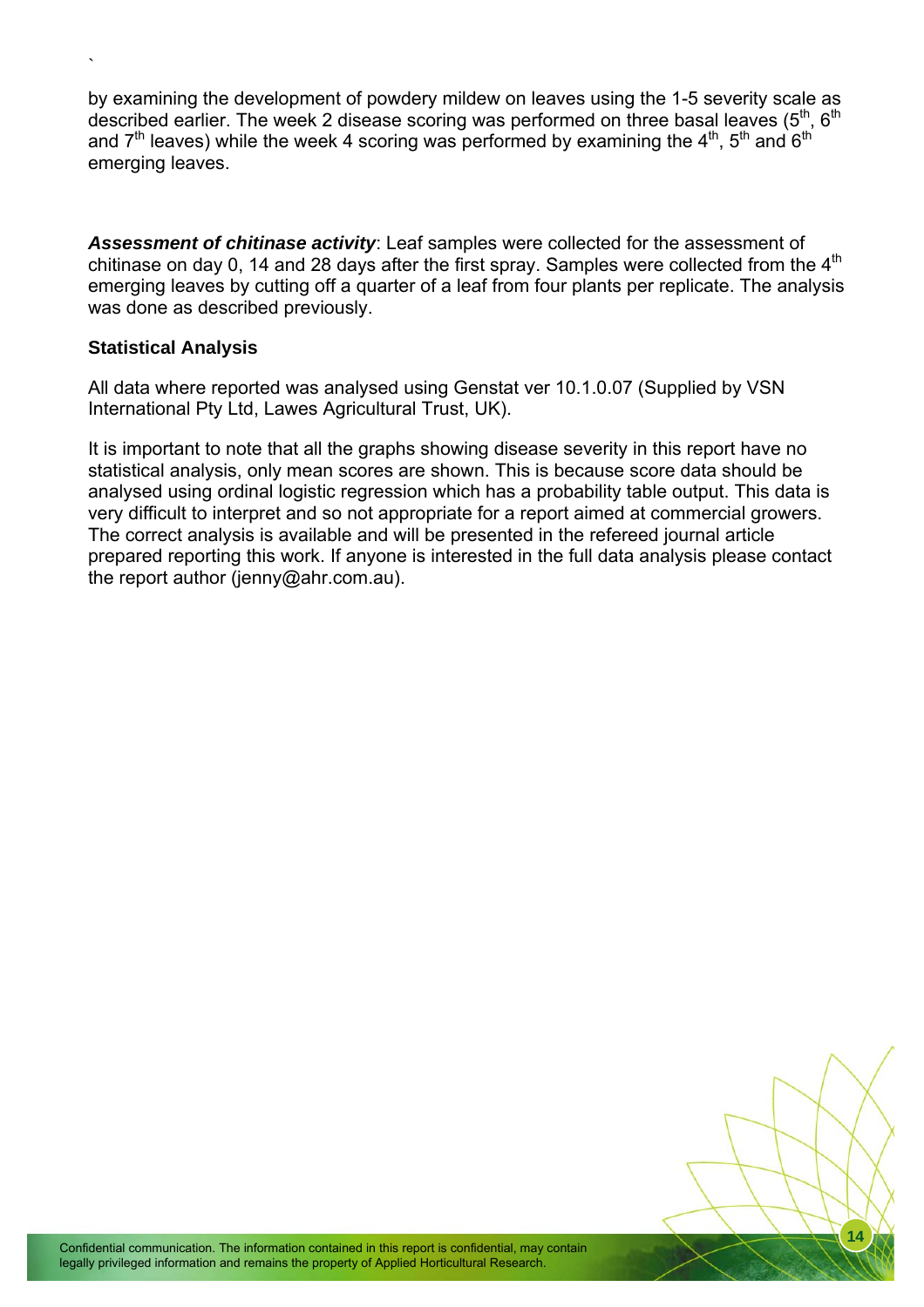by examining the development of powdery mildew on leaves using the 1-5 severity scale as described earlier. The week 2 disease scoring was performed on three basal leaves ($5^{th}$, $6^{th}$ and $7^{th}$ leaves) while the week 4 scoring was performed by examining the $4^{th}$, $5^{th}$ and $6^{th}$ emerging leaves.

***Assessment of chitinase activity***: Leaf samples were collected for the assessment of chitinase on day 0, 14 and 28 days after the first spray. Samples were collected from the $4^{th}$ emerging leaves by cutting off a quarter of a leaf from four plants per replicate. The analysis was done as described previously.

### Statistical Analysis

All data where reported was analysed using Genstat ver 10.1.0.07 (Supplied by VSN International Pty Ltd, Lawes Agricultural Trust, UK).

It is important to note that all the graphs showing disease severity in this report have no statistical analysis, only mean scores are shown. This is because score data should be analysed using ordinal logistic regression which has a probability table output. This data is very difficult to interpret and so not appropriate for a report aimed at commercial growers. The correct analysis is available and will be presented in the refereed journal article prepared reporting this work. If anyone is interested in the full data analysis please contact the report author (jenny@ahr.com.au).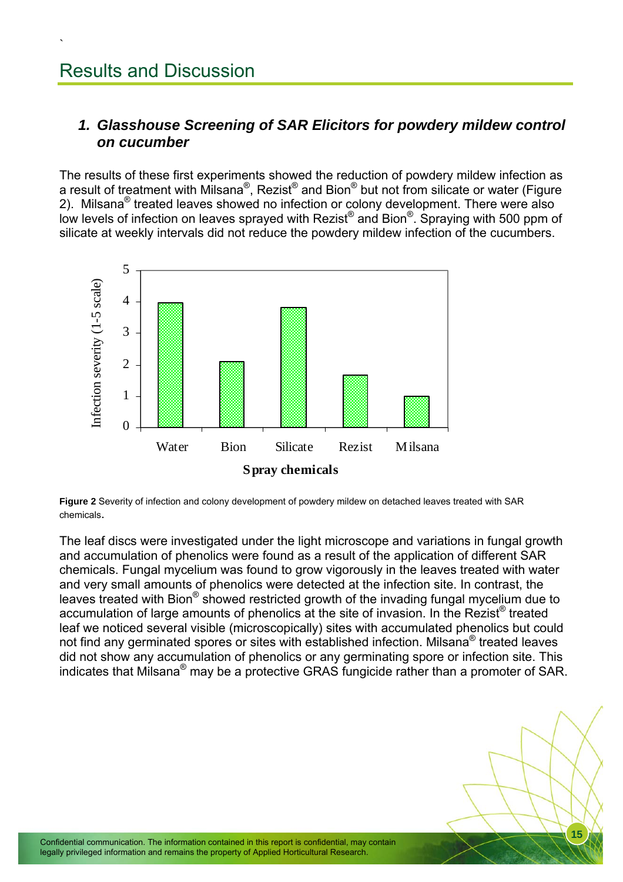# Results and Discussion

### 1. Glasshouse Screening of SAR Elicitors for powdery mildew control on cucumber

The results of these first experiments showed the reduction of powdery mildew infection as a result of treatment with Milsana®, Rezist® and Bion® but not from silicate or water (Figure 2). Milsana® treated leaves showed no infection or colony development. There were also low levels of infection on leaves sprayed with Rezist® and Bion®. Spraying with 500 ppm of silicate at weekly intervals did not reduce the powdery mildew infection of the cucumbers.

**Figure 2** Severity of infection and colony development of powdery mildew on detached leaves treated with SAR chemicals.

The leaf discs were investigated under the light microscope and variations in fungal growth and accumulation of phenolics were found as a result of the application of different SAR chemicals. Fungal mycelium was found to grow vigorously in the leaves treated with water and very small amounts of phenolics were detected at the infection site. In contrast, the leaves treated with Bion® showed restricted growth of the invading fungal mycelium due to accumulation of large amounts of phenolics at the site of invasion. In the Rezist® treated leaf we noticed several visible (microscopically) sites with accumulated phenolics but could not find any germinated spores or sites with established infection. Milsana® treated leaves did not show any accumulation of phenolics or any germinating spore or infection site. This indicates that Milsana® may be a protective GRAS fungicide rather than a promoter of SAR.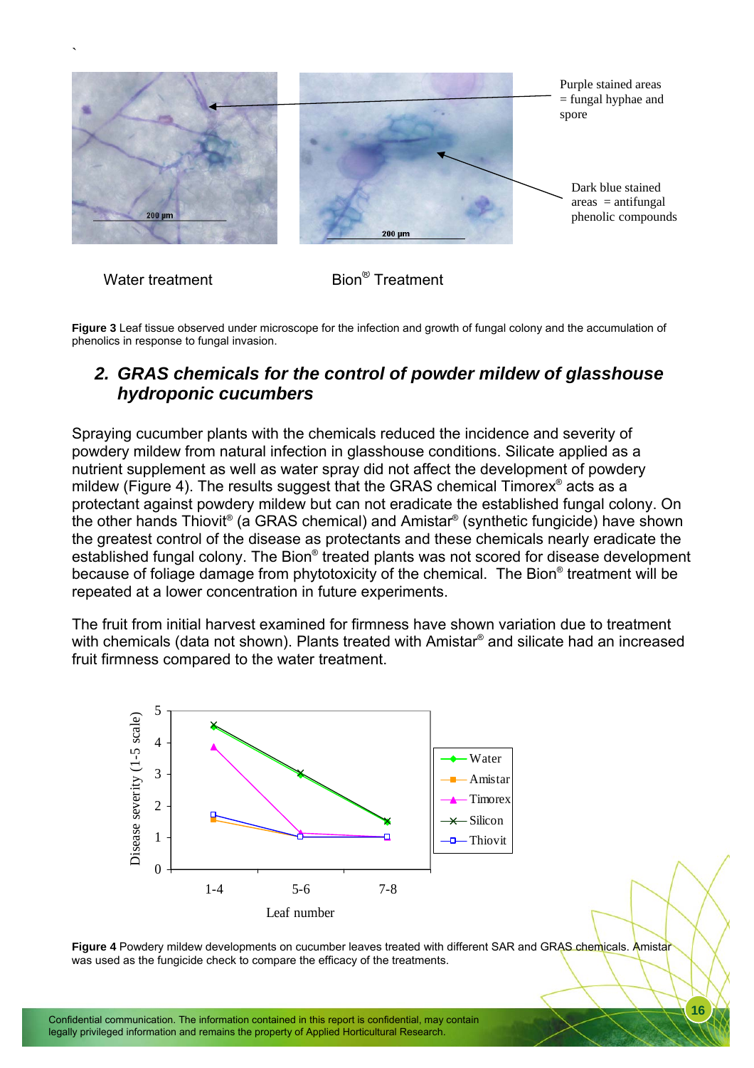Water treatment

Bion® Treatment

Purple stained areas = fungal hyphae and spore

Dark blue stained areas = antifungal phenolic compounds

**Figure 3** Leaf tissue observed under microscope for the infection and growth of fungal colony and the accumulation of phenolics in response to fungal invasion.

## 2. *GRAS chemicals for the control of powder mildew of glasshouse hydroponic cucumbers*

Spraying cucumber plants with the chemicals reduced the incidence and severity of powdery mildew from natural infection in glasshouse conditions. Silicate applied as a nutrient supplement as well as water spray did not affect the development of powdery mildew (Figure 4). The results suggest that the GRAS chemical Timorex® acts as a protectant against powdery mildew but can not eradicate the established fungal colony. On the other hands Thiovit® (a GRAS chemical) and Amistar® (synthetic fungicide) have shown the greatest control of the disease as protectants and these chemicals nearly eradicate the established fungal colony. The Bion® treated plants was not scored for disease development because of foliage damage from phytotoxicity of the chemical. The Bion® treatment will be repeated at a lower concentration in future experiments.

The fruit from initial harvest examined for firmness have shown variation due to treatment with chemicals (data not shown). Plants treated with Amistar® and silicate had an increased fruit firmness compared to the water treatment.

**Figure 4** Powdery mildew developments on cucumber leaves treated with different SAR and GRAS chemicals. Amistar was used as the fungicide check to compare the efficacy of the treatments.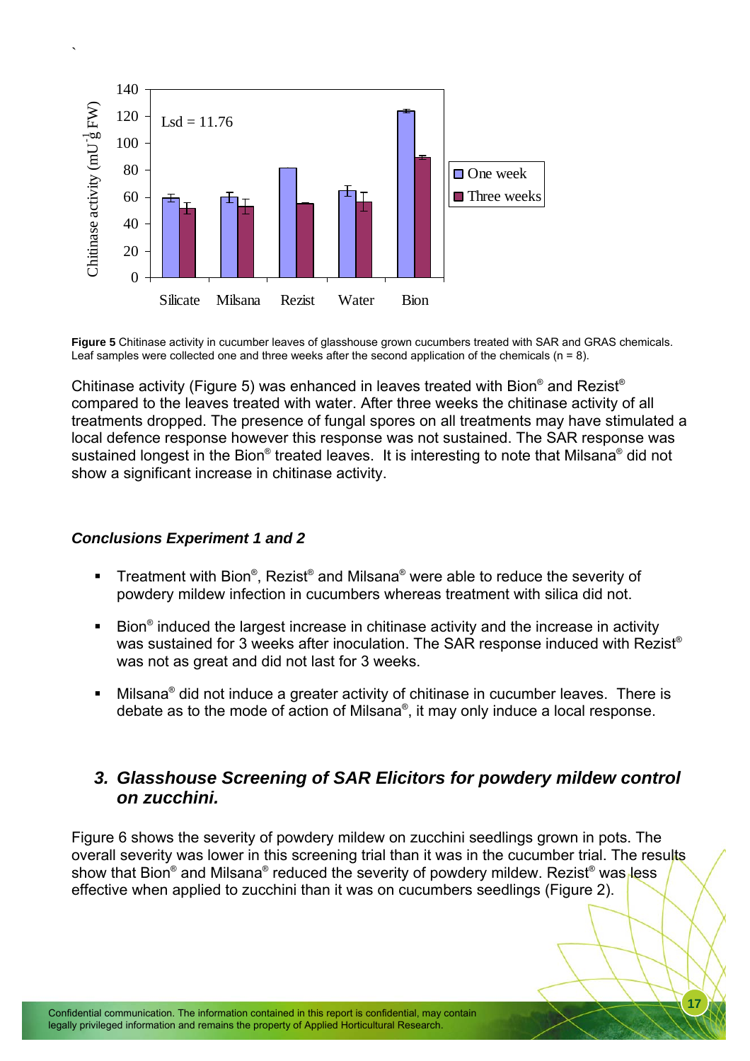**Figure 5** Chitinase activity in cucumber leaves of glasshouse grown cucumbers treated with SAR and GRAS chemicals. Leaf samples were collected one and three weeks after the second application of the chemicals (n = 8).

Chitinase activity (Figure 5) was enhanced in leaves treated with Bion® and Rezist® compared to the leaves treated with water. After three weeks the chitinase activity of all treatments dropped. The presence of fungal spores on all treatments may have stimulated a local defence response however this response was not sustained. The SAR response was sustained longest in the Bion® treated leaves. It is interesting to note that Milsana® did not show a significant increase in chitinase activity.

### *Conclusions Experiment 1 and 2*

- Treatment with Bion®, Rezist® and Milsana® were able to reduce the severity of powdery mildew infection in cucumbers whereas treatment with silica did not.
- Bion® induced the largest increase in chitinase activity and the increase in activity was sustained for 3 weeks after inoculation. The SAR response induced with Rezist® was not as great and did not last for 3 weeks.
- Milsana® did not induce a greater activity of chitinase in cucumber leaves. There is debate as to the mode of action of Milsana®, it may only induce a local response.

## *3. Glasshouse Screening of SAR Elicitors for powdery mildew control on zucchini.*

Figure 6 shows the severity of powdery mildew on zucchini seedlings grown in pots. The overall severity was lower in this screening trial than it was in the cucumber trial. The results show that Bion® and Milsana® reduced the severity of powdery mildew. Rezist® was less effective when applied to zucchini than it was on cucumbers seedlings (Figure 2).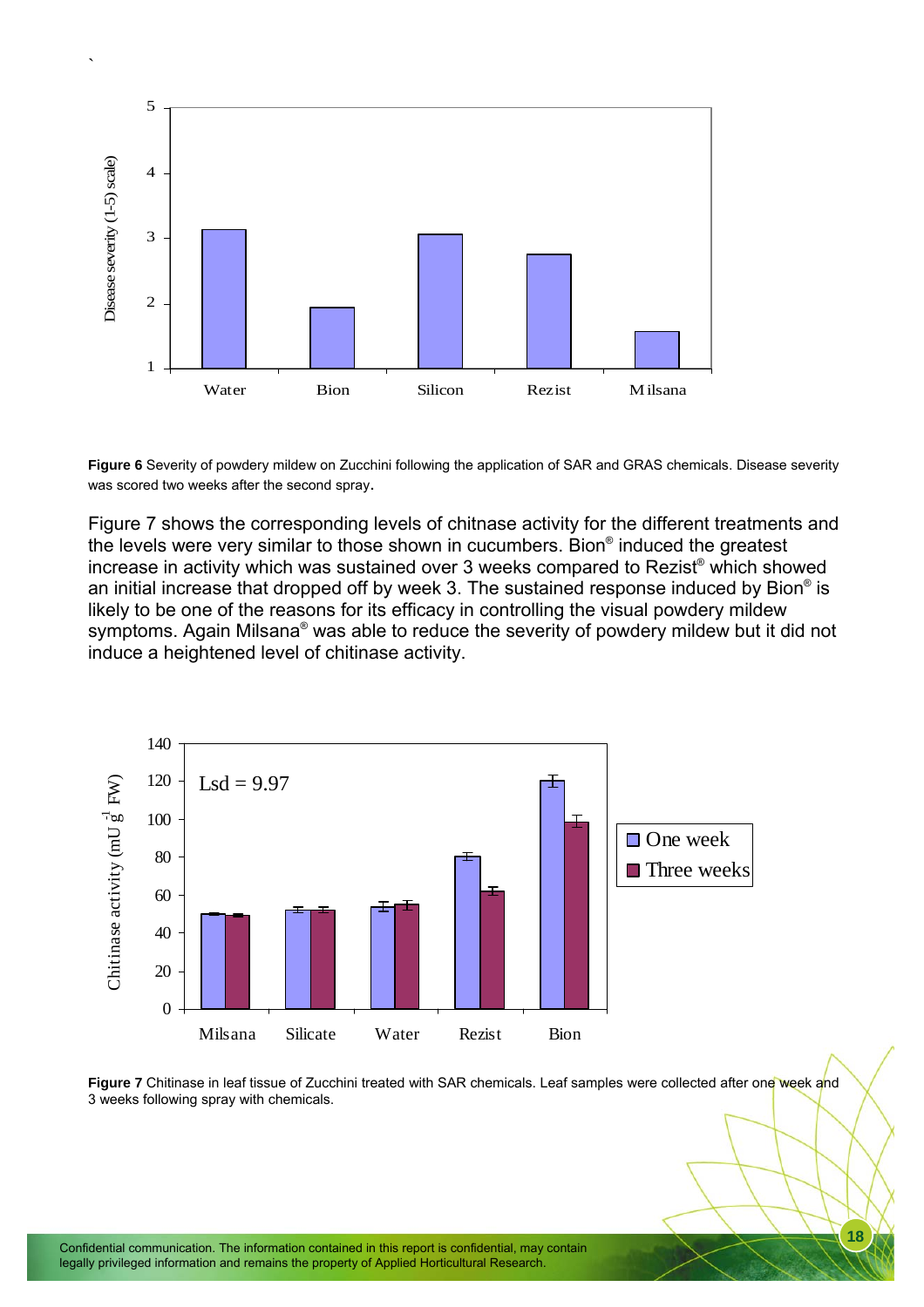**Figure 6** Severity of powdery mildew on Zucchini following the application of SAR and GRAS chemicals. Disease severity was scored two weeks after the second spray.

Figure 7 shows the corresponding levels of chitnase activity for the different treatments and the levels were very similar to those shown in cucumbers. Bion® induced the greatest increase in activity which was sustained over 3 weeks compared to Rezist® which showed an initial increase that dropped off by week 3. The sustained response induced by Bion® is likely to be one of the reasons for its efficacy in controlling the visual powdery mildew symptoms. Again Milsana® was able to reduce the severity of powdery mildew but it did not induce a heightened level of chitinase activity.

**Figure 7** Chitinase in leaf tissue of Zucchini treated with SAR chemicals. Leaf samples were collected after one week and 3 weeks following spray with chemicals.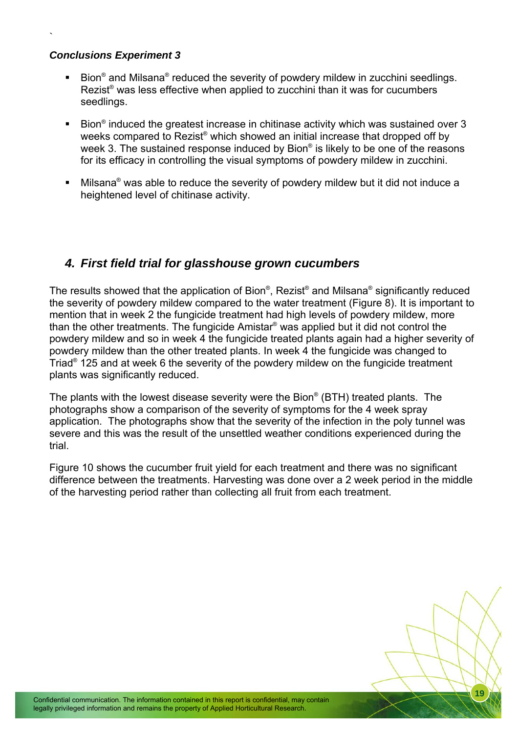***Conclusions Experiment 3***

- Bion® and Milsana® reduced the severity of powdery mildew in zucchini seedlings. Rezist® was less effective when applied to zucchini than it was for cucumbers seedlings.
- Bion® induced the greatest increase in chitinase activity which was sustained over 3 weeks compared to Rezist® which showed an initial increase that dropped off by week 3. The sustained response induced by Bion® is likely to be one of the reasons for its efficacy in controlling the visual symptoms of powdery mildew in zucchini.
- Milsana® was able to reduce the severity of powdery mildew but it did not induce a heightened level of chitinase activity.

## *4. First field trial for glasshouse grown cucumbers*

The results showed that the application of Bion®, Rezist® and Milsana® significantly reduced the severity of powdery mildew compared to the water treatment (Figure 8). It is important to mention that in week 2 the fungicide treatment had high levels of powdery mildew, more than the other treatments. The fungicide Amistar® was applied but it did not control the powdery mildew and so in week 4 the fungicide treated plants again had a higher severity of powdery mildew than the other treated plants. In week 4 the fungicide was changed to Triad® 125 and at week 6 the severity of the powdery mildew on the fungicide treatment plants was significantly reduced.

The plants with the lowest disease severity were the Bion® (BTH) treated plants. The photographs show a comparison of the severity of symptoms for the 4 week spray application. The photographs show that the severity of the infection in the poly tunnel was severe and this was the result of the unsettled weather conditions experienced during the trial.

Figure 10 shows the cucumber fruit yield for each treatment and there was no significant difference between the treatments. Harvesting was done over a 2 week period in the middle of the harvesting period rather than collecting all fruit from each treatment.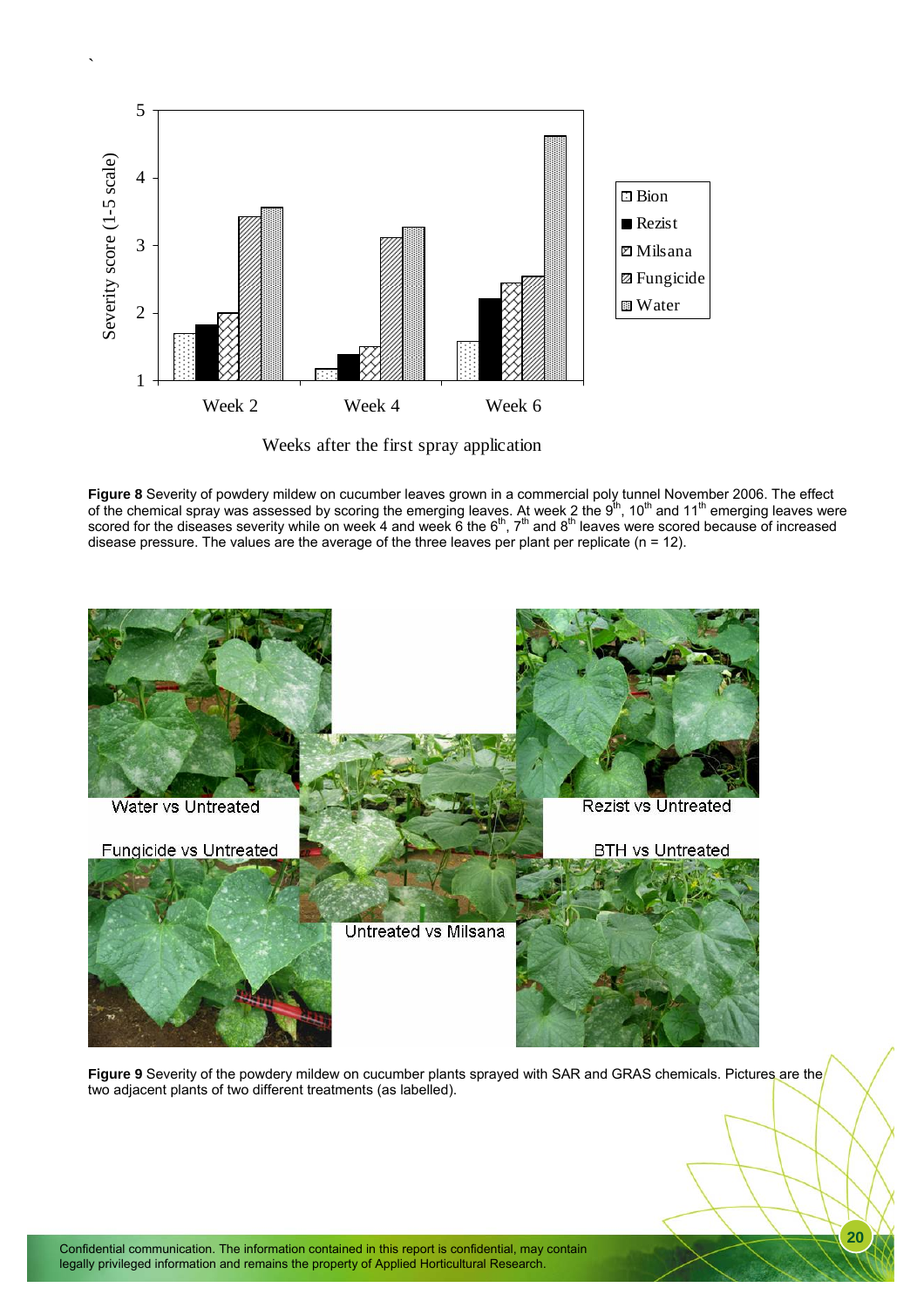**Figure 8** Severity of powdery mildew on cucumber leaves grown in a commercial poly tunnel November 2006. The effect of the chemical spray was assessed by scoring the emerging leaves. At week 2 the 9[th], 10[th] and 11[th] emerging leaves were scored for the diseases severity while on week 4 and week 6 the 6[th], 7[th] and 8[th] leaves were scored because of increased disease pressure. The values are the average of the three leaves per plant per replicate (n = 12).

**Figure 9** Severity of the powdery mildew on cucumber plants sprayed with SAR and GRAS chemicals. Pictures are the two adjacent plants of two different treatments (as labelled).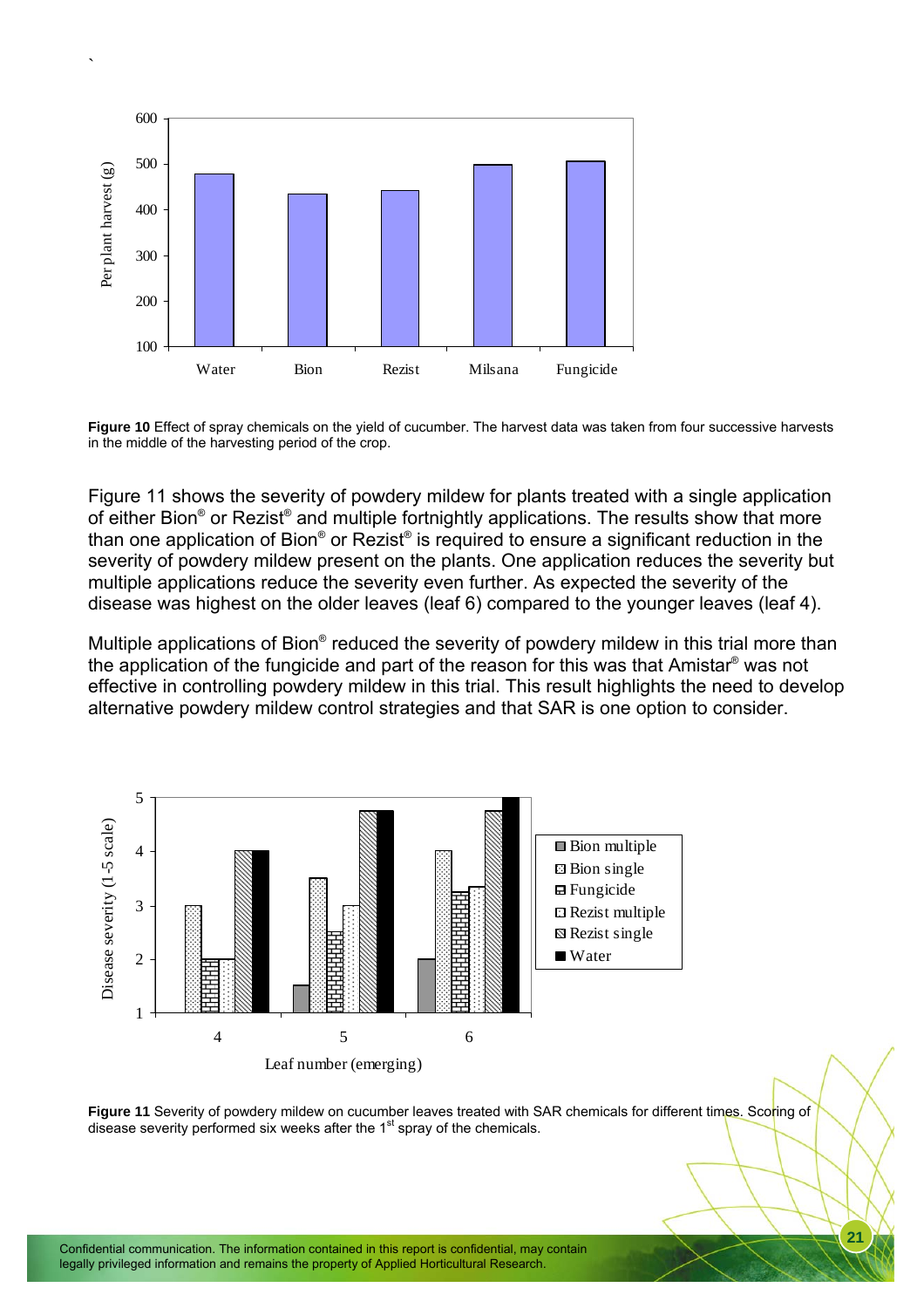**Figure 10** Effect of spray chemicals on the yield of cucumber. The harvest data was taken from four successive harvests in the middle of the harvesting period of the crop.

Figure 11 shows the severity of powdery mildew for plants treated with a single application of either Bion® or Rezist® and multiple fortnightly applications. The results show that more than one application of Bion® or Rezist® is required to ensure a significant reduction in the severity of powdery mildew present on the plants. One application reduces the severity but multiple applications reduce the severity even further. As expected the severity of the disease was highest on the older leaves (leaf 6) compared to the younger leaves (leaf 4).

Multiple applications of Bion® reduced the severity of powdery mildew in this trial more than the application of the fungicide and part of the reason for this was that Amistar® was not effective in controlling powdery mildew in this trial. This result highlights the need to develop alternative powdery mildew control strategies and that SAR is one option to consider.

**Figure 11** Severity of powdery mildew on cucumber leaves treated with SAR chemicals for different times. Scoring of disease severity performed six weeks after the 1st spray of the chemicals.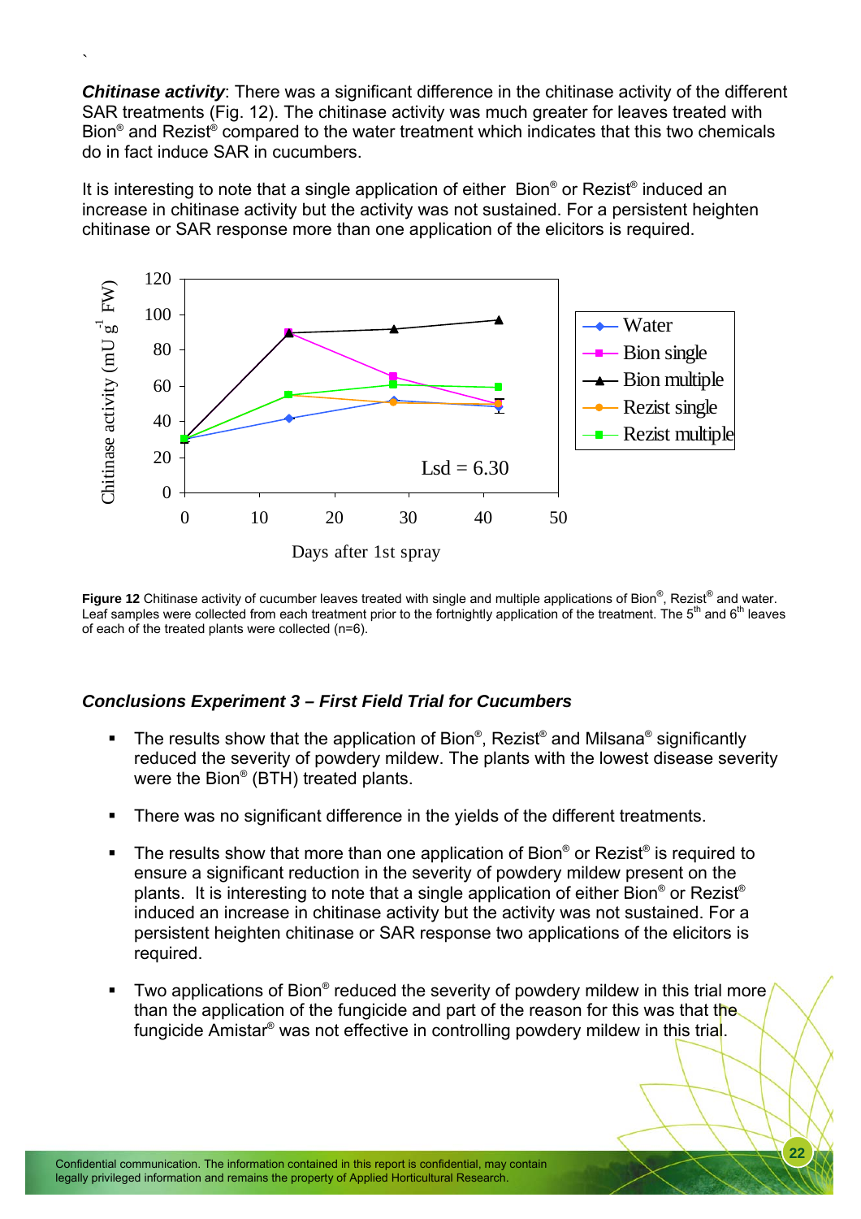**_Chitinase activity_**: There was a significant difference in the chitinase activity of the different SAR treatments (Fig. 12). The chitinase activity was much greater for leaves treated with Bion® and Rezist® compared to the water treatment which indicates that this two chemicals do in fact induce SAR in cucumbers.

It is interesting to note that a single application of either Bion® or Rezist® induced an increase in chitinase activity but the activity was not sustained. For a persistent heighten chitinase or SAR response more than one application of the elicitors is required.

**Figure 12** Chitinase activity of cucumber leaves treated with single and multiple applications of Bion®, Rezist® and water. Leaf samples were collected from each treatment prior to the fortnightly application of the treatment. The 5th and 6th leaves of each of the treated plants were collected (n=6).

### _Conclusions Experiment 3 – First Field Trial for Cucumbers_

- The results show that the application of Bion®, Rezist® and Milsana® significantly reduced the severity of powdery mildew. The plants with the lowest disease severity were the Bion® (BTH) treated plants.
- There was no significant difference in the yields of the different treatments.
- The results show that more than one application of Bion® or Rezist® is required to ensure a significant reduction in the severity of powdery mildew present on the plants. It is interesting to note that a single application of either Bion® or Rezist® induced an increase in chitinase activity but the activity was not sustained. For a persistent heighten chitinase or SAR response two applications of the elicitors is required.
- Two applications of Bion® reduced the severity of powdery mildew in this trial more than the application of the fungicide and part of the reason for this was that the fungicide Amistar® was not effective in controlling powdery mildew in this trial.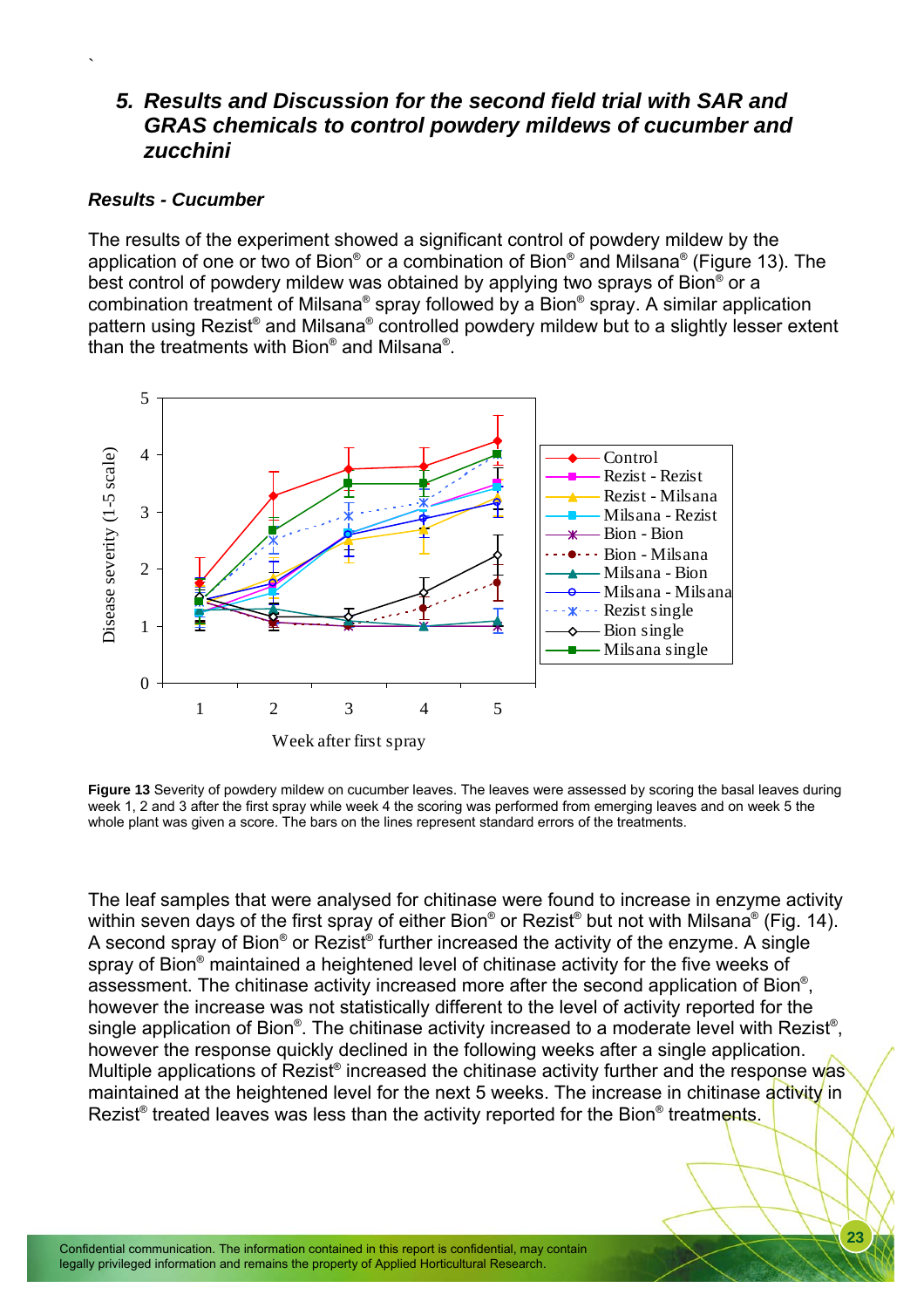## 5. Results and Discussion for the second field trial with SAR and GRAS chemicals to control powdery mildews of cucumber and zucchini

### Results - Cucumber

The results of the experiment showed a significant control of powdery mildew by the application of one or two of Bion® or a combination of Bion® and Milsana® (Figure 13). The best control of powdery mildew was obtained by applying two sprays of Bion® or a combination treatment of Milsana® spray followed by a Bion® spray. A similar application pattern using Rezist® and Milsana® controlled powdery mildew but to a slightly lesser extent than the treatments with Bion® and Milsana®.

**Figure 13** Severity of powdery mildew on cucumber leaves. The leaves were assessed by scoring the basal leaves during week 1, 2 and 3 after the first spray while week 4 the scoring was performed from emerging leaves and on week 5 the whole plant was given a score. The bars on the lines represent standard errors of the treatments.

The leaf samples that were analysed for chitinase were found to increase in enzyme activity within seven days of the first spray of either Bion® or Rezist® but not with Milsana® (Fig. 14). A second spray of Bion® or Rezist® further increased the activity of the enzyme. A single spray of Bion® maintained a heightened level of chitinase activity for the five weeks of assessment. The chitinase activity increased more after the second application of Bion®, however the increase was not statistically different to the level of activity reported for the single application of Bion®. The chitinase activity increased to a moderate level with Rezist®, however the response quickly declined in the following weeks after a single application. Multiple applications of Rezist® increased the chitinase activity further and the response was maintained at the heightened level for the next 5 weeks. The increase in chitinase activity in Rezist® treated leaves was less than the activity reported for the Bion® treatments.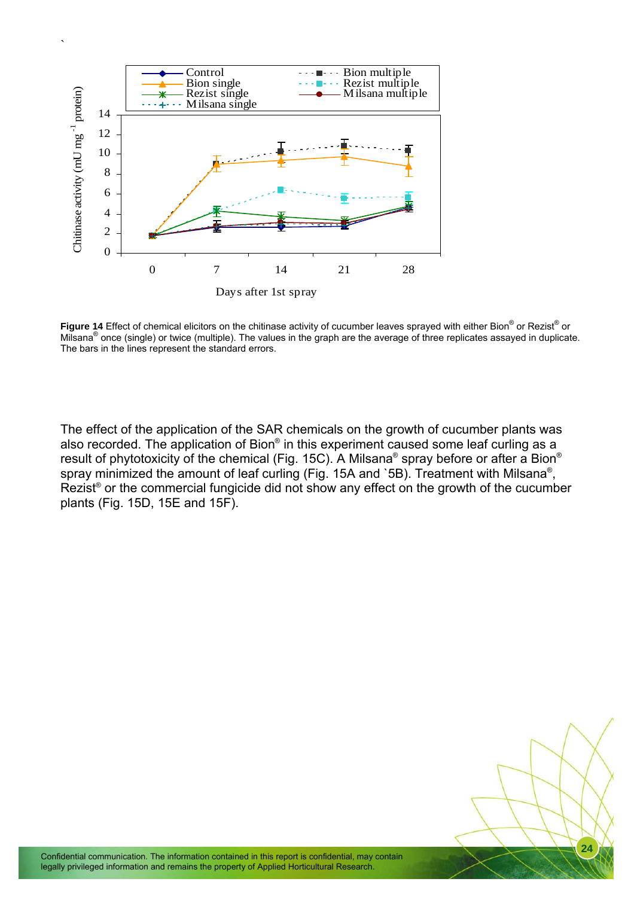**Figure 14** Effect of chemical elicitors on the chitinase activity of cucumber leaves sprayed with either Bion® or Rezist® or Milsana® once (single) or twice (multiple). The values in the graph are the average of three replicates assayed in duplicate. The bars in the lines represent the standard errors.

The effect of the application of the SAR chemicals on the growth of cucumber plants was also recorded. The application of Bion® in this experiment caused some leaf curling as a result of phytotoxicity of the chemical (Fig. 15C). A Milsana® spray before or after a Bion® spray minimized the amount of leaf curling (Fig. 15A and `5B). Treatment with Milsana®, Rezist® or the commercial fungicide did not show any effect on the growth of the cucumber plants (Fig. 15D, 15E and 15F).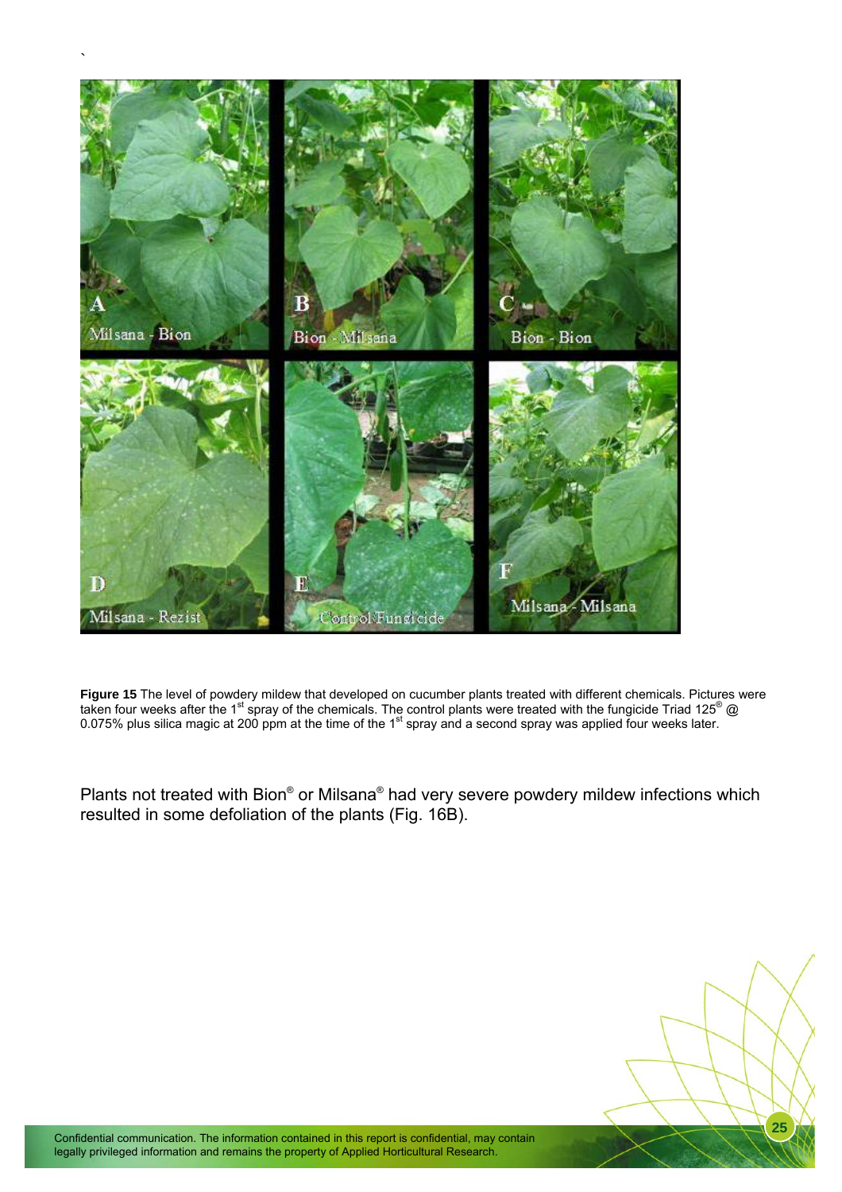**Figure 15** The level of powdery mildew that developed on cucumber plants treated with different chemicals. Pictures were taken four weeks after the 1st spray of the chemicals. The control plants were treated with the fungicide Triad 125® @ 0.075% plus silica magic at 200 ppm at the time of the 1st spray and a second spray was applied four weeks later.

Plants not treated with Bion® or Milsana® had very severe powdery mildew infections which resulted in some defoliation of the plants (Fig. 16B).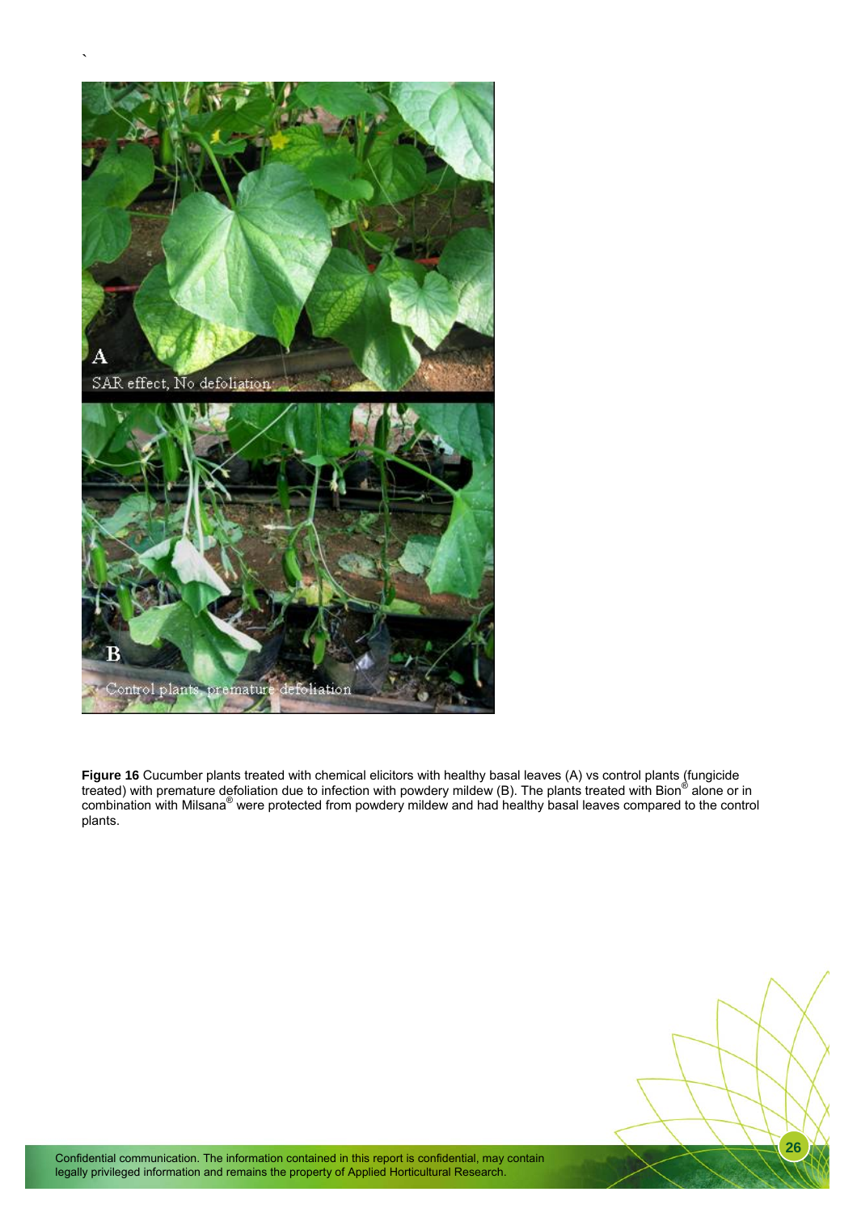**Figure 16** Cucumber plants treated with chemical elicitors with healthy basal leaves (A) vs control plants (fungicide treated) with premature defoliation due to infection with powdery mildew (B). The plants treated with Bion® alone or in combination with Milsana® were protected from powdery mildew and had healthy basal leaves compared to the control plants.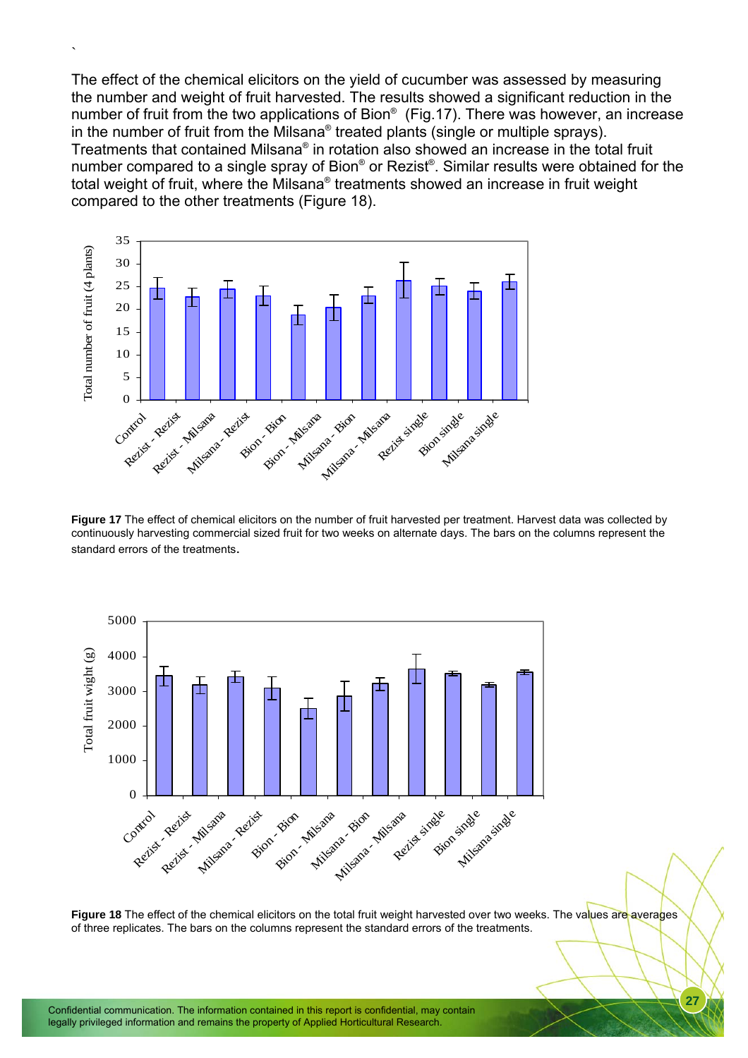The effect of the chemical elicitors on the yield of cucumber was assessed by measuring the number and weight of fruit harvested. The results showed a significant reduction in the number of fruit from the two applications of Bion® (Fig.17). There was however, an increase in the number of fruit from the Milsana® treated plants (single or multiple sprays). Treatments that contained Milsana® in rotation also showed an increase in the total fruit number compared to a single spray of Bion® or Rezist®. Similar results were obtained for the total weight of fruit, where the Milsana® treatments showed an increase in fruit weight compared to the other treatments (Figure 18).

**Figure 17** The effect of chemical elicitors on the number of fruit harvested per treatment. Harvest data was collected by continuously harvesting commercial sized fruit for two weeks on alternate days. The bars on the columns represent the standard errors of the treatments.

**Figure 18** The effect of the chemical elicitors on the total fruit weight harvested over two weeks. The values are averages of three replicates. The bars on the columns represent the standard errors of the treatments.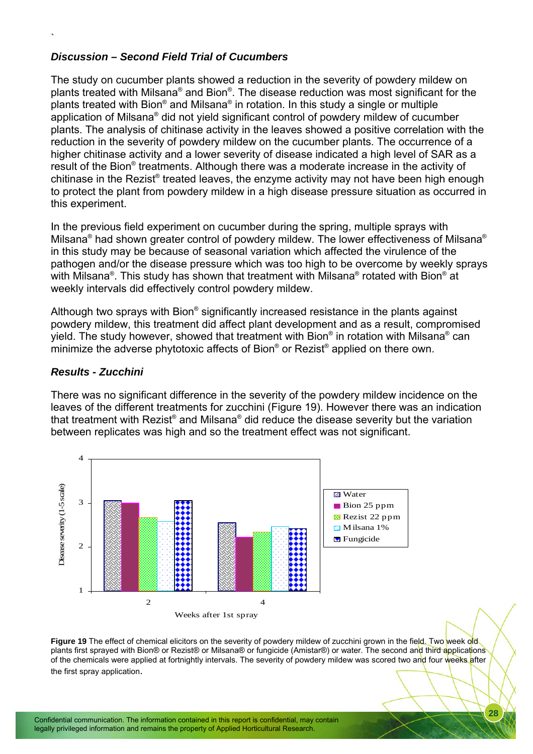### *Discussion – Second Field Trial of Cucumbers*

The study on cucumber plants showed a reduction in the severity of powdery mildew on plants treated with Milsana® and Bion®. The disease reduction was most significant for the plants treated with Bion® and Milsana® in rotation. In this study a single or multiple application of Milsana® did not yield significant control of powdery mildew of cucumber plants. The analysis of chitinase activity in the leaves showed a positive correlation with the reduction in the severity of powdery mildew on the cucumber plants. The occurrence of a higher chitinase activity and a lower severity of disease indicated a high level of SAR as a result of the Bion® treatments. Although there was a moderate increase in the activity of chitinase in the Rezist® treated leaves, the enzyme activity may not have been high enough to protect the plant from powdery mildew in a high disease pressure situation as occurred in this experiment.

In the previous field experiment on cucumber during the spring, multiple sprays with Milsana® had shown greater control of powdery mildew. The lower effectiveness of Milsana® in this study may be because of seasonal variation which affected the virulence of the pathogen and/or the disease pressure which was too high to be overcome by weekly sprays with Milsana®. This study has shown that treatment with Milsana® rotated with Bion® at weekly intervals did effectively control powdery mildew.

Although two sprays with Bion® significantly increased resistance in the plants against powdery mildew, this treatment did affect plant development and as a result, compromised yield. The study however, showed that treatment with Bion® in rotation with Milsana® can minimize the adverse phytotoxic affects of Bion® or Rezist® applied on there own.

### *Results - Zucchini*

There was no significant difference in the severity of the powdery mildew incidence on the leaves of the different treatments for zucchini (Figure 19). However there was an indication that treatment with Rezist® and Milsana® did reduce the disease severity but the variation between replicates was high and so the treatment effect was not significant.

**Figure 19** The effect of chemical elicitors on the severity of powdery mildew of zucchini grown in the field. Two week old plants first sprayed with Bion® or Rezist® or Milsana® or fungicide (Amistar®) or water. The second and third applications of the chemicals were applied at fortnightly intervals. The severity of powdery mildew was scored two and four weeks after the first spray application.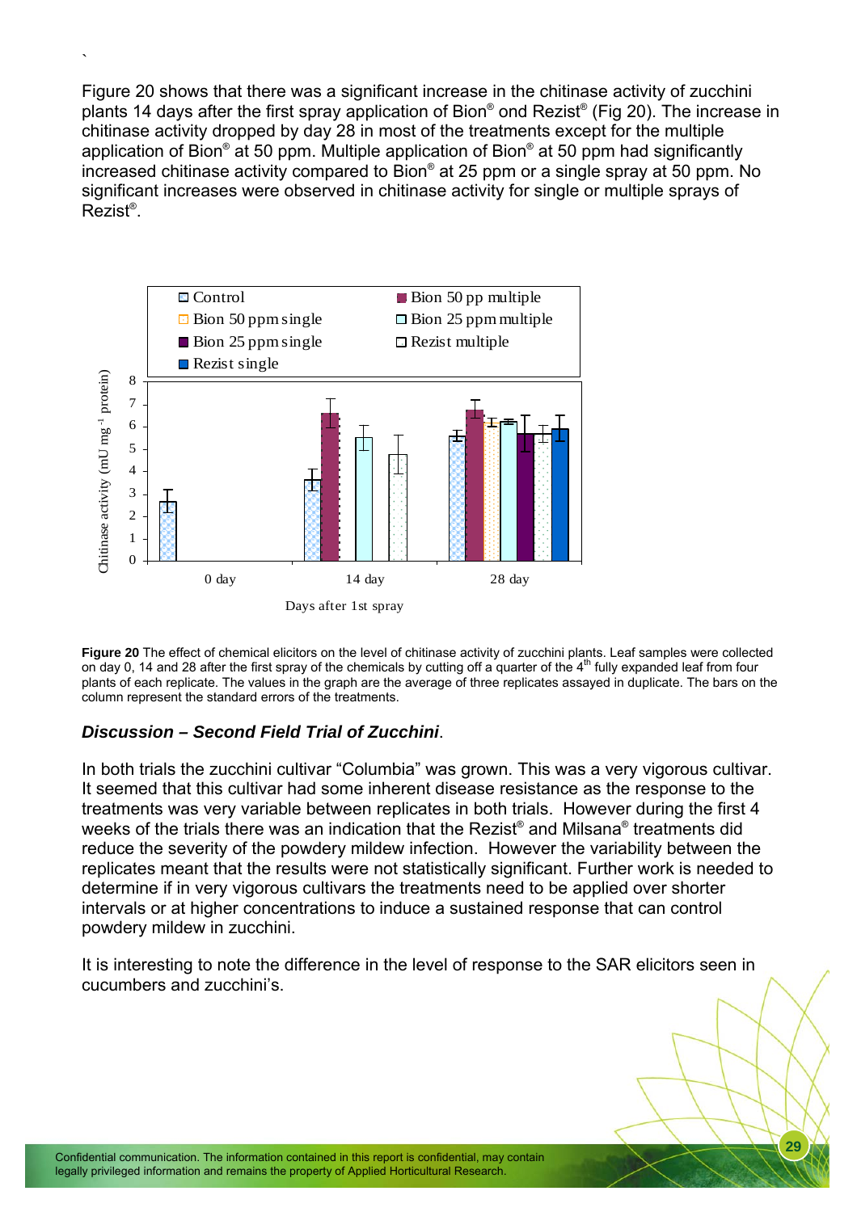Figure 20 shows that there was a significant increase in the chitinase activity of zucchini plants 14 days after the first spray application of Bion® ond Rezist® (Fig 20). The increase in chitinase activity dropped by day 28 in most of the treatments except for the multiple application of Bion® at 50 ppm. Multiple application of Bion® at 50 ppm had significantly increased chitinase activity compared to Bion® at 25 ppm or a single spray at 50 ppm. No significant increases were observed in chitinase activity for single or multiple sprays of Rezist®.

**Figure 20** The effect of chemical elicitors on the level of chitinase activity of zucchini plants. Leaf samples were collected on day 0, 14 and 28 after the first spray of the chemicals by cutting off a quarter of the 4th fully expanded leaf from four plants of each replicate. The values in the graph are the average of three replicates assayed in duplicate. The bars on the column represent the standard errors of the treatments.

### *Discussion – Second Field Trial of Zucchini*.

In both trials the zucchini cultivar "Columbia" was grown. This was a very vigorous cultivar. It seemed that this cultivar had some inherent disease resistance as the response to the treatments was very variable between replicates in both trials. However during the first 4 weeks of the trials there was an indication that the Rezist® and Milsana® treatments did reduce the severity of the powdery mildew infection. However the variability between the replicates meant that the results were not statistically significant. Further work is needed to determine if in very vigorous cultivars the treatments need to be applied over shorter intervals or at higher concentrations to induce a sustained response that can control powdery mildew in zucchini.

It is interesting to note the difference in the level of response to the SAR elicitors seen in cucumbers and zucchini's.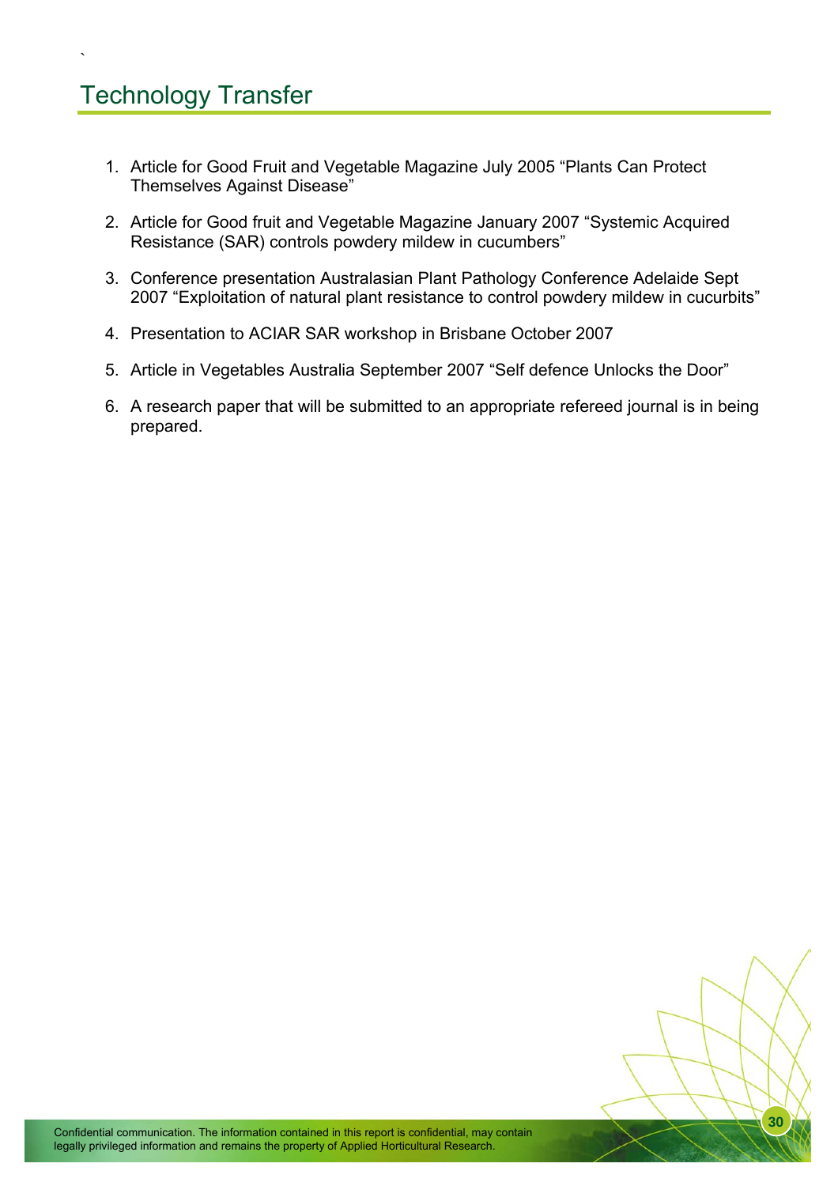# Technology Transfer

1. Article for Good Fruit and Vegetable Magazine July 2005 "Plants Can Protect Themselves Against Disease"

2. Article for Good fruit and Vegetable Magazine January 2007 "Systemic Acquired Resistance (SAR) controls powdery mildew in cucumbers"

3. Conference presentation Australasian Plant Pathology Conference Adelaide Sept 2007 "Exploitation of natural plant resistance to control powdery mildew in cucurbits"

4. Presentation to ACIAR SAR workshop in Brisbane October 2007

5. Article in Vegetables Australia September 2007 "Self defence Unlocks the Door"

6. A research paper that will be submitted to an appropriate refereed journal is in being prepared.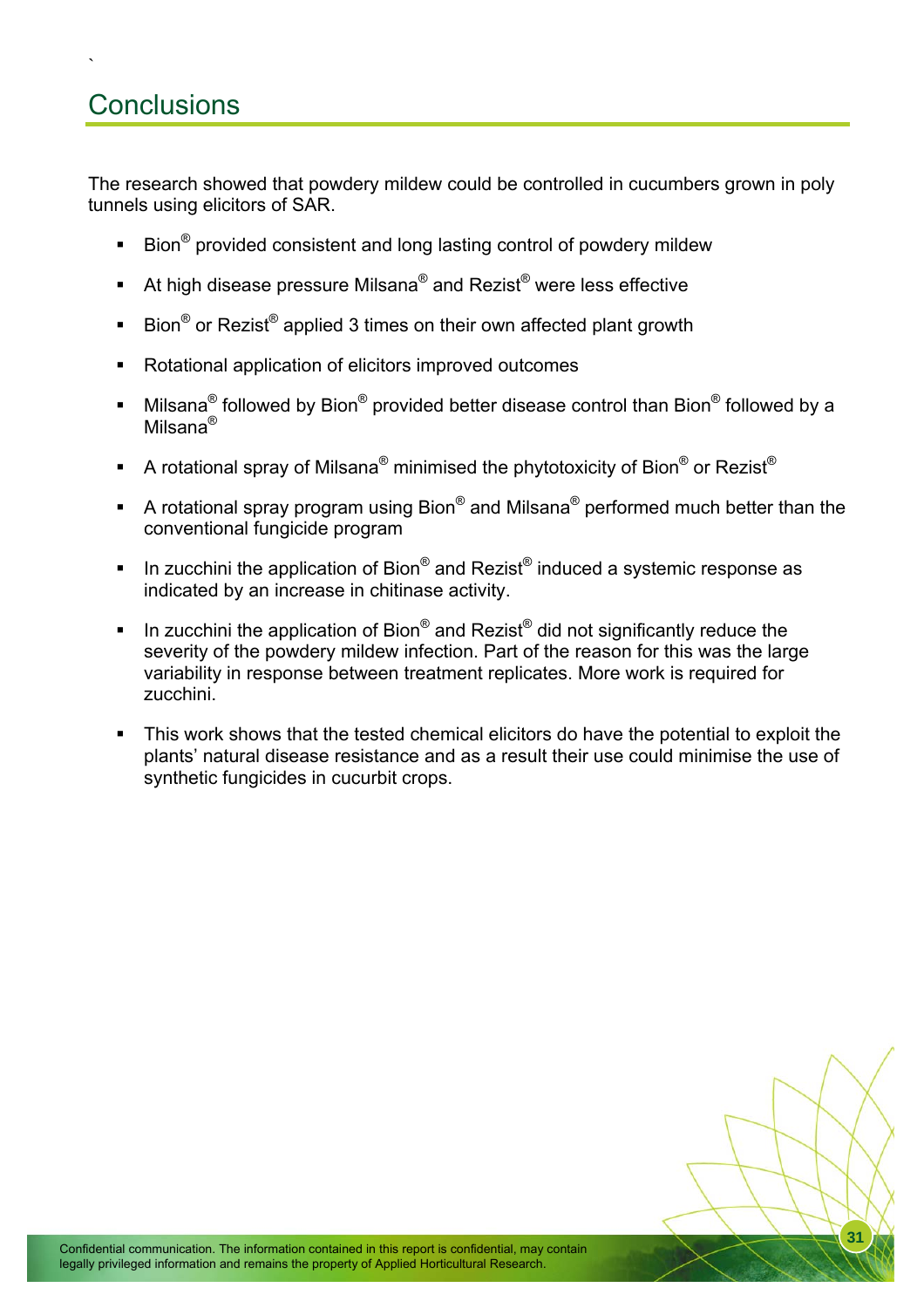# Conclusions

The research showed that powdery mildew could be controlled in cucumbers grown in poly tunnels using elicitors of SAR.

- Bion® provided consistent and long lasting control of powdery mildew
- At high disease pressure Milsana® and Rezist® were less effective
- Bion® or Rezist® applied 3 times on their own affected plant growth
- Rotational application of elicitors improved outcomes
- Milsana® followed by Bion® provided better disease control than Bion® followed by a Milsana®
- A rotational spray of Milsana® minimised the phytotoxicity of Bion® or Rezist®
- A rotational spray program using Bion® and Milsana® performed much better than the conventional fungicide program
- In zucchini the application of Bion® and Rezist® induced a systemic response as indicated by an increase in chitinase activity.
- In zucchini the application of Bion® and Rezist® did not significantly reduce the severity of the powdery mildew infection. Part of the reason for this was the large variability in response between treatment replicates. More work is required for zucchini.
- This work shows that the tested chemical elicitors do have the potential to exploit the plants' natural disease resistance and as a result their use could minimise the use of synthetic fungicides in cucurbit crops.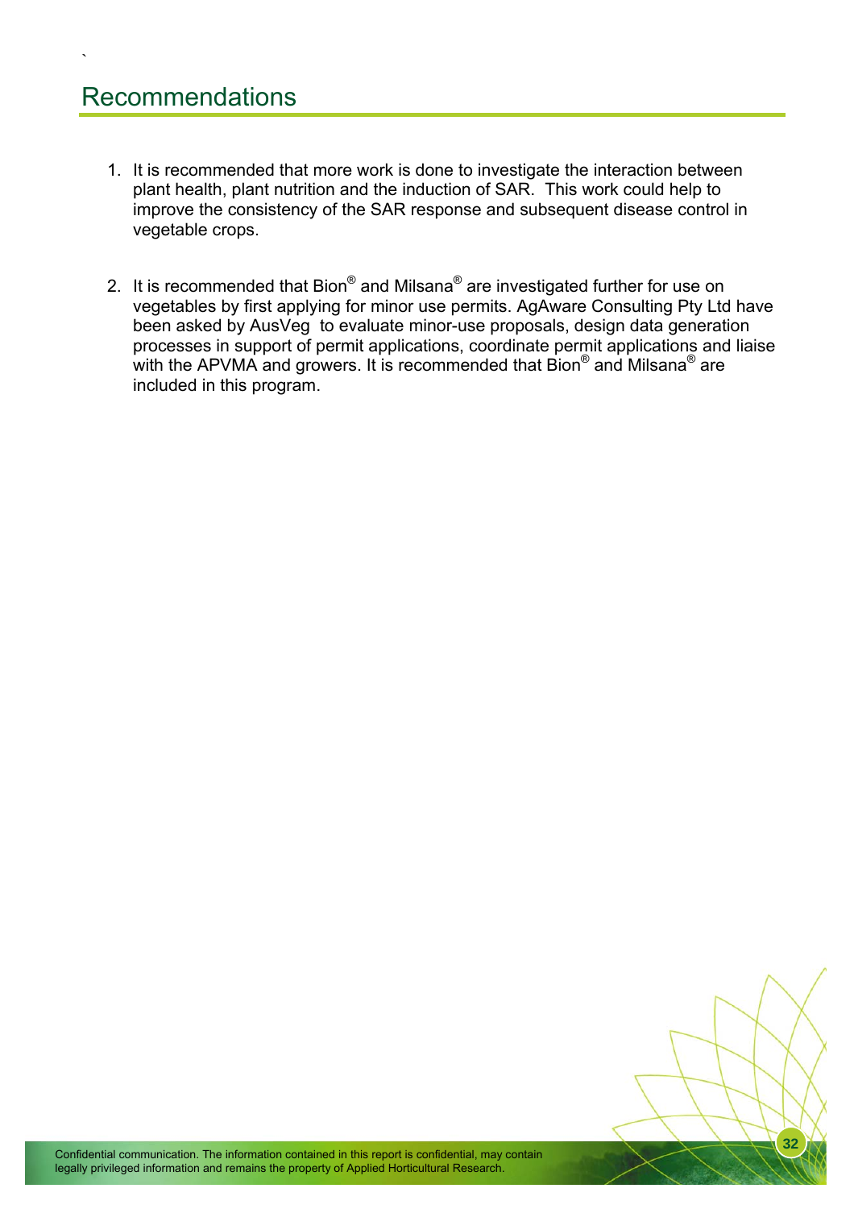# Recommendations

1. It is recommended that more work is done to investigate the interaction between plant health, plant nutrition and the induction of SAR. This work could help to improve the consistency of the SAR response and subsequent disease control in vegetable crops.

2. It is recommended that Bion® and Milsana® are investigated further for use on vegetables by first applying for minor use permits. AgAware Consulting Pty Ltd have been asked by AusVeg to evaluate minor-use proposals, design data generation processes in support of permit applications, coordinate permit applications and liaise with the APVMA and growers. It is recommended that Bion® and Milsana® are included in this program.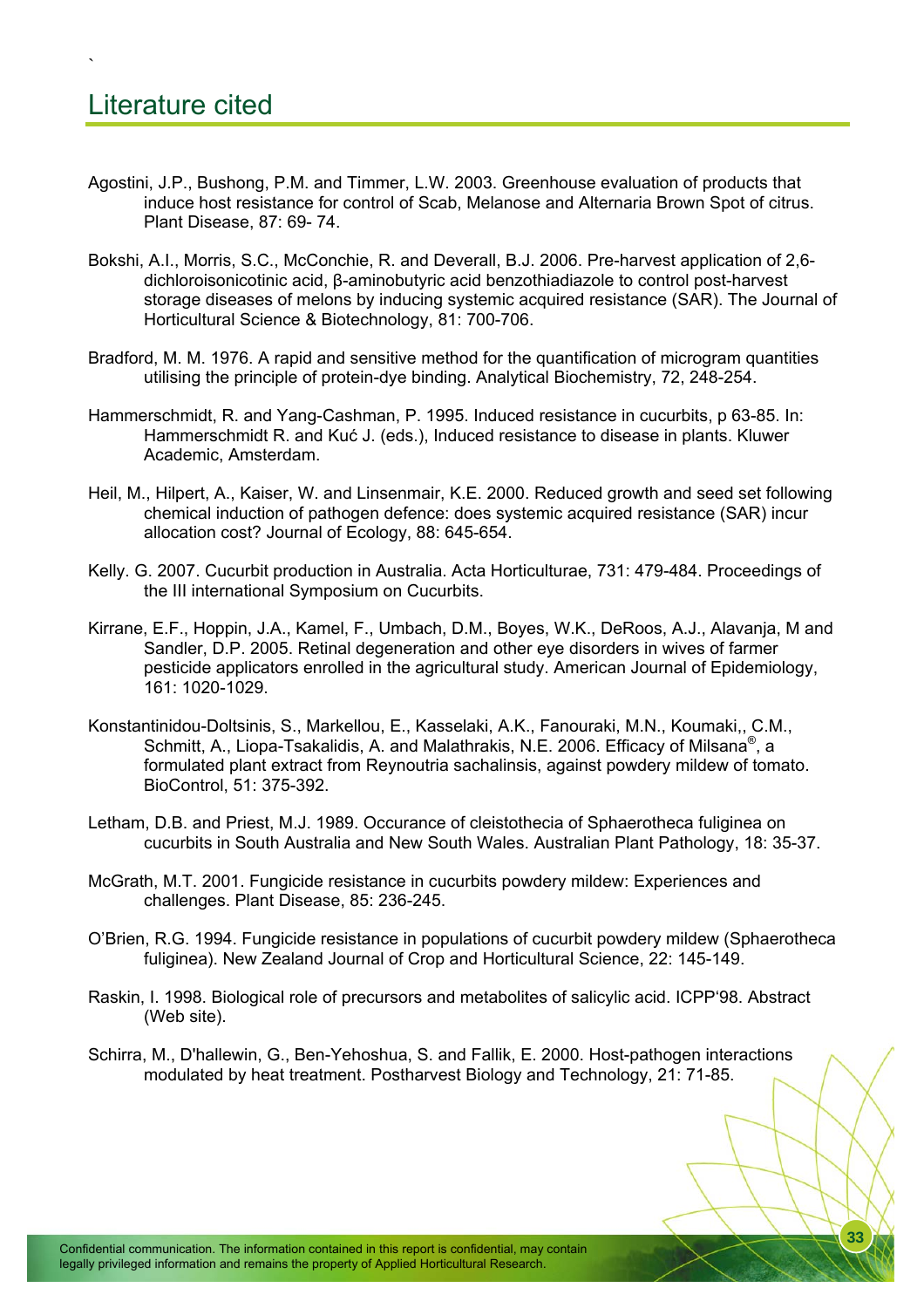# Literature cited

Agostini, J.P., Bushong, P.M. and Timmer, L.W. 2003. Greenhouse evaluation of products that induce host resistance for control of Scab, Melanose and Alternaria Brown Spot of citrus. Plant Disease, 87: 69- 74.

Bokshi, A.I., Morris, S.C., McConchie, R. and Deverall, B.J. 2006. Pre-harvest application of 2,6-dichloroisonicotinic acid, β-aminobutyric acid benzothiadiazole to control post-harvest storage diseases of melons by inducing systemic acquired resistance (SAR). The Journal of Horticultural Science & Biotechnology, 81: 700-706.

Bradford, M. M. 1976. A rapid and sensitive method for the quantification of microgram quantities utilising the principle of protein-dye binding. Analytical Biochemistry, 72, 248-254.

Hammerschmidt, R. and Yang-Cashman, P. 1995. Induced resistance in cucurbits, p 63-85. In: Hammerschmidt R. and Kuć J. (eds.), Induced resistance to disease in plants. Kluwer Academic, Amsterdam.

Heil, M., Hilpert, A., Kaiser, W. and Linsenmair, K.E. 2000. Reduced growth and seed set following chemical induction of pathogen defence: does systemic acquired resistance (SAR) incur allocation cost? Journal of Ecology, 88: 645-654.

Kelly. G. 2007. Cucurbit production in Australia. Acta Horticulturae, 731: 479-484. Proceedings of the III international Symposium on Cucurbits.

Kirrane, E.F., Hoppin, J.A., Kamel, F., Umbach, D.M., Boyes, W.K., DeRoos, A.J., Alavanja, M and Sandler, D.P. 2005. Retinal degeneration and other eye disorders in wives of farmer pesticide applicators enrolled in the agricultural study. American Journal of Epidemiology, 161: 1020-1029.

Konstantinidou-Doltsinis, S., Markellou, E., Kasselaki, A.K., Fanouraki, M.N., Koumaki,, C.M., Schmitt, A., Liopa-Tsakalidis, A. and Malathrakis, N.E. 2006. Efficacy of Milsana®, a formulated plant extract from Reynoutria sachalinsis, against powdery mildew of tomato. BioControl, 51: 375-392.

Letham, D.B. and Priest, M.J. 1989. Occurance of cleistothecia of Sphaerotheca fuliginea on cucurbits in South Australia and New South Wales. Australian Plant Pathology, 18: 35-37.

McGrath, M.T. 2001. Fungicide resistance in cucurbits powdery mildew: Experiences and challenges. Plant Disease, 85: 236-245.

O'Brien, R.G. 1994. Fungicide resistance in populations of cucurbit powdery mildew (Sphaerotheca fuliginea). New Zealand Journal of Crop and Horticultural Science, 22: 145-149.

Raskin, I. 1998. Biological role of precursors and metabolites of salicylic acid. ICPP'98. Abstract (Web site).

Schirra, M., D'hallewin, G., Ben-Yehoshua, S. and Fallik, E. 2000. Host-pathogen interactions modulated by heat treatment. Postharvest Biology and Technology, 21: 71-85.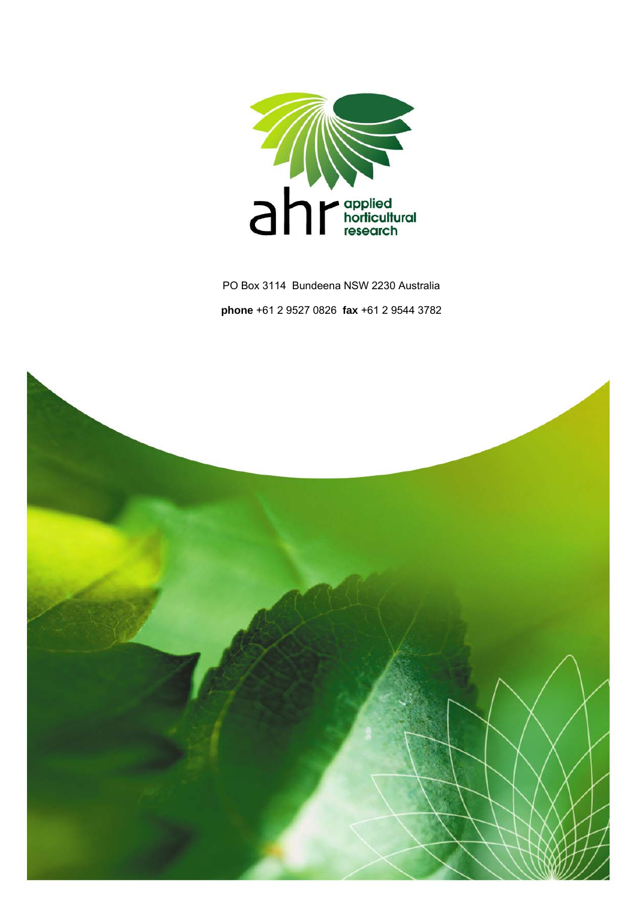ahr applied horticultural research

PO Box 3114 Bundeena NSW 2230 Australia

**phone** +61 2 9527 0826 **fax** +61 2 9544 3782